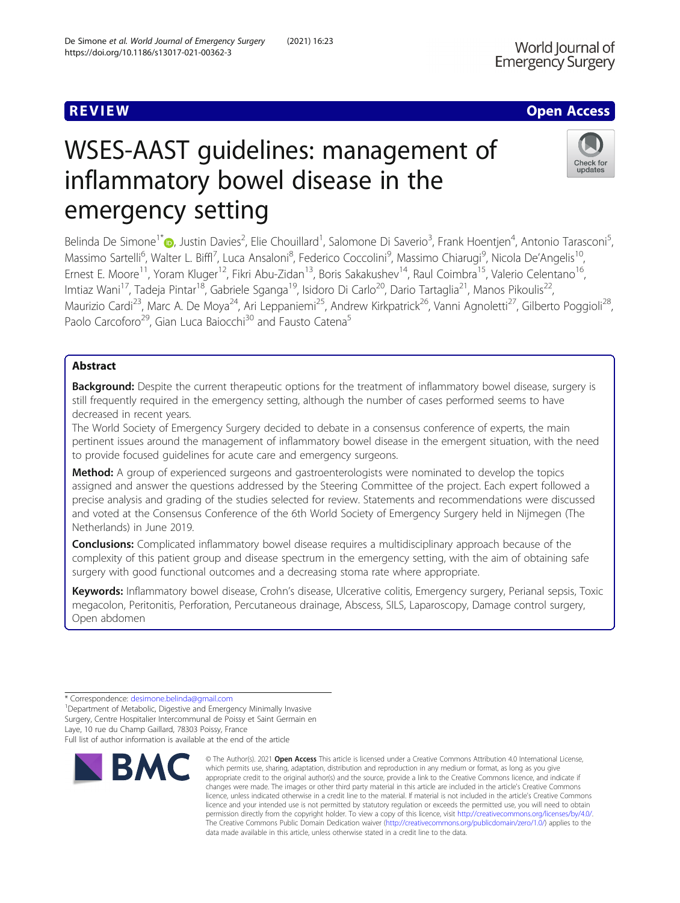REVIEW

Open Access

# WSES-AAST guidelines: management of inflammatory bowel disease in the emergency setting

Belinda De Simone[1*], Justin Davies[2], Elie Chouillard[1], Salomone Di Saverio[3], Frank Hoentjen[4], Antonio Tarasconi[5], Massimo Sartelli[6], Walter L. Biffl[7], Luca Ansaloni[8], Federico Coccolini[9], Massimo Chiarugi[9], Nicola De'Angelis[10], Ernest E. Moore[11], Yoram Kluger[12], Fikri Abu-Zidan[13], Boris Sakakushev[14], Raul Coimbra[15], Valerio Celentano[16], Imtiaz Wani[17], Tadeja Pintar[18], Gabriele Sganga[19], Isidoro Di Carlo[20], Dario Tartaglia[21], Manos Pikoulis[22], Maurizio Cardi[23], Marc A. De Moya[24], Ari Leppaniemi[25], Andrew Kirkpatrick[26], Vanni Agnoletti[27], Gilberto Poggioli[28], Paolo Carcoforo[29], Gian Luca Baiocchi[30] and Fausto Catena[5]

## Abstract

**Background:** Despite the current therapeutic options for the treatment of inflammatory bowel disease, surgery is still frequently required in the emergency setting, although the number of cases performed seems to have decreased in recent years.

The World Society of Emergency Surgery decided to debate in a consensus conference of experts, the main pertinent issues around the management of inflammatory bowel disease in the emergent situation, with the need to provide focused guidelines for acute care and emergency surgeons.

**Method:** A group of experienced surgeons and gastroenterologists were nominated to develop the topics assigned and answer the questions addressed by the Steering Committee of the project. Each expert followed a precise analysis and grading of the studies selected for review. Statements and recommendations were discussed and voted at the Consensus Conference of the 6th World Society of Emergency Surgery held in Nijmegen (The Netherlands) in June 2019.

**Conclusions:** Complicated inflammatory bowel disease requires a multidisciplinary approach because of the complexity of this patient group and disease spectrum in the emergency setting, with the aim of obtaining safe surgery with good functional outcomes and a decreasing stoma rate where appropriate.

**Keywords:** Inflammatory bowel disease, Crohn's disease, Ulcerative colitis, Emergency surgery, Perianal sepsis, Toxic megacolon, Peritonitis, Perforation, Percutaneous drainage, Abscess, SILS, Laparoscopy, Damage control surgery, Open abdomen

\* Correspondence: desimone.belinda@gmail.com

[1]Department of Metabolic, Digestive and Emergency Minimally Invasive Surgery, Centre Hospitalier Intercommunal de Poissy et Saint Germain en Laye, 10 rue du Champ Gaillard, 78303 Poissy, France

Full list of author information is available at the end of the article

© The Author(s). 2021 **Open Access** This article is licensed under a Creative Commons Attribution 4.0 International License, which permits use, sharing, adaptation, distribution and reproduction in any medium or format, as long as you give appropriate credit to the original author(s) and the source, provide a link to the Creative Commons licence, and indicate if changes were made. The images or other third party material in this article are included in the article's Creative Commons licence, unless indicated otherwise in a credit line to the material. If material is not included in the article's Creative Commons licence and your intended use is not permitted by statutory regulation or exceeds the permitted use, you will need to obtain permission directly from the copyright holder. To view a copy of this licence, visit http://creativecommons.org/licenses/by/4.0/. The Creative Commons Public Domain Dedication waiver (http://creativecommons.org/publicdomain/zero/1.0/) applies to the data made available in this article, unless otherwise stated in a credit line to the data.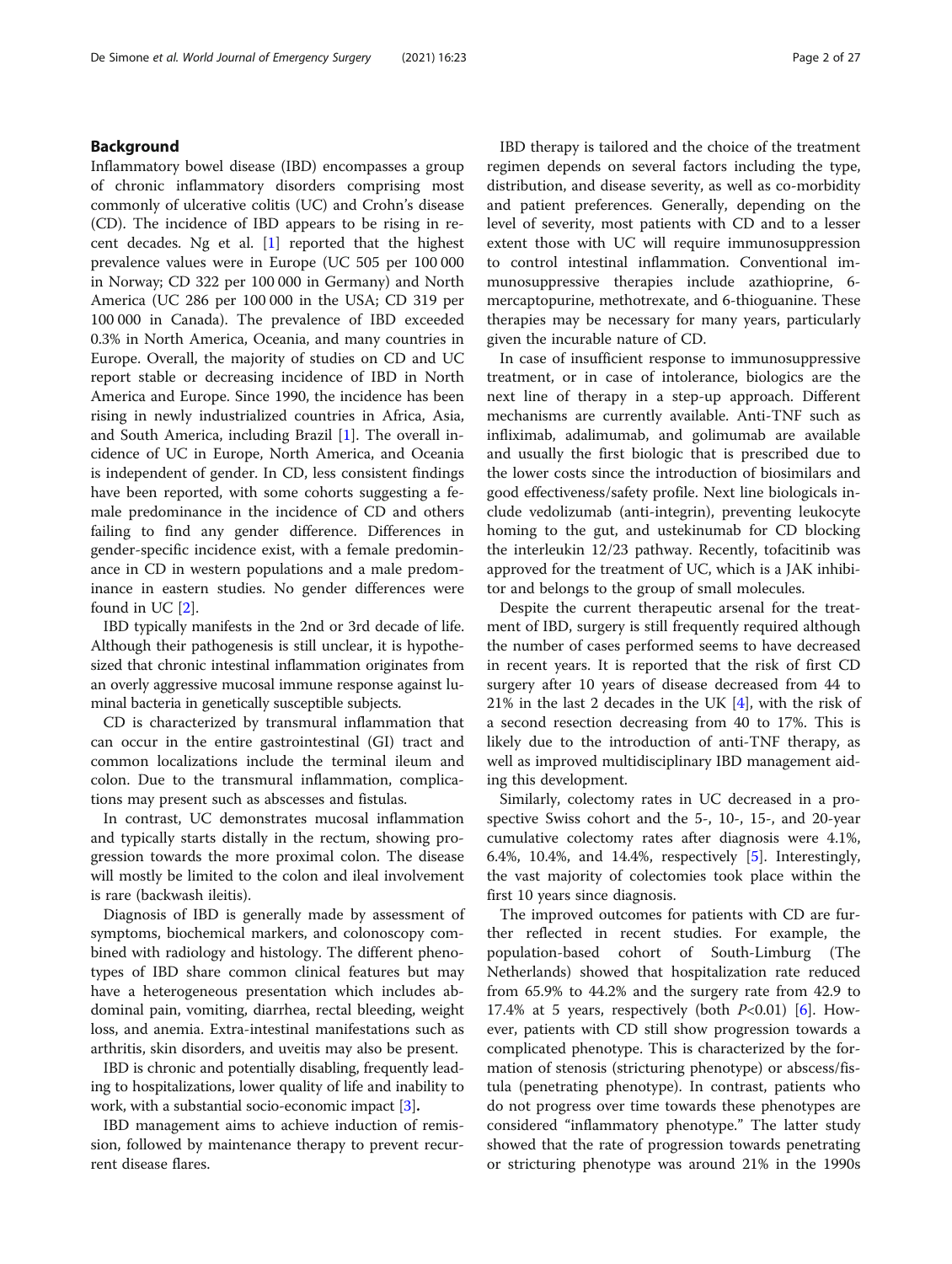## Background

Inflammatory bowel disease (IBD) encompasses a group of chronic inflammatory disorders comprising most commonly of ulcerative colitis (UC) and Crohn's disease (CD). The incidence of IBD appears to be rising in recent decades. Ng et al. [1] reported that the highest prevalence values were in Europe (UC 505 per 100 000 in Norway; CD 322 per 100 000 in Germany) and North America (UC 286 per 100 000 in the USA; CD 319 per 100 000 in Canada). The prevalence of IBD exceeded 0.3% in North America, Oceania, and many countries in Europe. Overall, the majority of studies on CD and UC report stable or decreasing incidence of IBD in North America and Europe. Since 1990, the incidence has been rising in newly industrialized countries in Africa, Asia, and South America, including Brazil [1]. The overall incidence of UC in Europe, North America, and Oceania is independent of gender. In CD, less consistent findings have been reported, with some cohorts suggesting a female predominance in the incidence of CD and others failing to find any gender difference. Differences in gender-specific incidence exist, with a female predominance in CD in western populations and a male predominance in eastern studies. No gender differences were found in UC [2].

IBD typically manifests in the 2nd or 3rd decade of life. Although their pathogenesis is still unclear, it is hypothesized that chronic intestinal inflammation originates from an overly aggressive mucosal immune response against luminal bacteria in genetically susceptible subjects.

CD is characterized by transmural inflammation that can occur in the entire gastrointestinal (GI) tract and common localizations include the terminal ileum and colon. Due to the transmural inflammation, complications may present such as abscesses and fistulas.

In contrast, UC demonstrates mucosal inflammation and typically starts distally in the rectum, showing progression towards the more proximal colon. The disease will mostly be limited to the colon and ileal involvement is rare (backwash ileitis).

Diagnosis of IBD is generally made by assessment of symptoms, biochemical markers, and colonoscopy combined with radiology and histology. The different phenotypes of IBD share common clinical features but may have a heterogeneous presentation which includes abdominal pain, vomiting, diarrhea, rectal bleeding, weight loss, and anemia. Extra-intestinal manifestations such as arthritis, skin disorders, and uveitis may also be present.

IBD is chronic and potentially disabling, frequently leading to hospitalizations, lower quality of life and inability to work, with a substantial socio-economic impact [3].

IBD management aims to achieve induction of remission, followed by maintenance therapy to prevent recurrent disease flares.

IBD therapy is tailored and the choice of the treatment regimen depends on several factors including the type, distribution, and disease severity, as well as co-morbidity and patient preferences. Generally, depending on the level of severity, most patients with CD and to a lesser extent those with UC will require immunosuppression to control intestinal inflammation. Conventional immunosuppressive therapies include azathioprine, 6-mercaptopurine, methotrexate, and 6-thioguanine. These therapies may be necessary for many years, particularly given the incurable nature of CD.

In case of insufficient response to immunosuppressive treatment, or in case of intolerance, biologics are the next line of therapy in a step-up approach. Different mechanisms are currently available. Anti-TNF such as infliximab, adalimumab, and golimumab are available and usually the first biologic that is prescribed due to the lower costs since the introduction of biosimilars and good effectiveness/safety profile. Next line biologicals include vedolizumab (anti-integrin), preventing leukocyte homing to the gut, and ustekinumab for CD blocking the interleukin 12/23 pathway. Recently, tofacitinib was approved for the treatment of UC, which is a JAK inhibitor and belongs to the group of small molecules.

Despite the current therapeutic arsenal for the treatment of IBD, surgery is still frequently required although the number of cases performed seems to have decreased in recent years. It is reported that the risk of first CD surgery after 10 years of disease decreased from 44 to 21% in the last 2 decades in the UK [4], with the risk of a second resection decreasing from 40 to 17%. This is likely due to the introduction of anti-TNF therapy, as well as improved multidisciplinary IBD management aiding this development.

Similarly, colectomy rates in UC decreased in a prospective Swiss cohort and the 5-, 10-, 15-, and 20-year cumulative colectomy rates after diagnosis were 4.1%, 6.4%, 10.4%, and 14.4%, respectively [5]. Interestingly, the vast majority of colectomies took place within the first 10 years since diagnosis.

The improved outcomes for patients with CD are further reflected in recent studies. For example, the population-based cohort of South-Limburg (The Netherlands) showed that hospitalization rate reduced from 65.9% to 44.2% and the surgery rate from 42.9 to 17.4% at 5 years, respectively (both $P<0.01$) [6]. However, patients with CD still show progression towards a complicated phenotype. This is characterized by the formation of stenosis (stricturing phenotype) or abscess/fistula (penetrating phenotype). In contrast, patients who do not progress over time towards these phenotypes are considered "inflammatory phenotype." The latter study showed that the rate of progression towards penetrating or stricturing phenotype was around 21% in the 1990s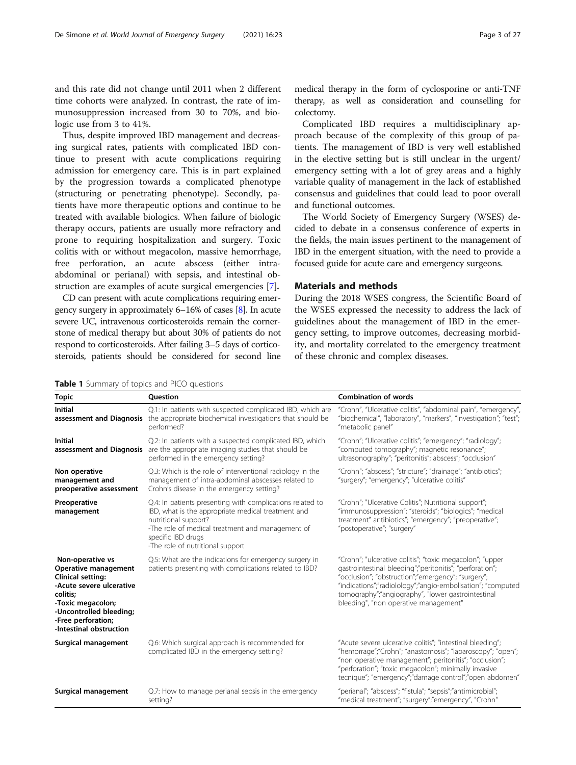and this rate did not change until 2011 when 2 different time cohorts were analyzed. In contrast, the rate of immunosuppression increased from 30 to 70%, and biologic use from 3 to 41%.

Thus, despite improved IBD management and decreasing surgical rates, patients with complicated IBD continue to present with acute complications requiring admission for emergency care. This is in part explained by the progression towards a complicated phenotype (structuring or penetrating phenotype). Secondly, patients have more therapeutic options and continue to be treated with available biologics. When failure of biologic therapy occurs, patients are usually more refractory and prone to requiring hospitalization and surgery. Toxic colitis with or without megacolon, massive hemorrhage, free perforation, an acute abscess (either intra-abdominal or perianal) with sepsis, and intestinal obstruction are examples of acute surgical emergencies [7].

CD can present with acute complications requiring emergency surgery in approximately 6–16% of cases [8]. In acute severe UC, intravenous corticosteroids remain the cornerstone of medical therapy but about 30% of patients do not respond to corticosteroids. After failing 3–5 days of corticosteroids, patients should be considered for second line medical therapy in the form of cyclosporine or anti-TNF therapy, as well as consideration and counselling for colectomy.

Complicated IBD requires a multidisciplinary approach because of the complexity of this group of patients. The management of IBD is very well established in the elective setting but is still unclear in the urgent/emergency setting with a lot of grey areas and a highly variable quality of management in the lack of established consensus and guidelines that could lead to poor overall and functional outcomes.

The World Society of Emergency Surgery (WSES) decided to debate in a consensus conference of experts in the fields, the main issues pertinent to the management of IBD in the emergent situation, with the need to provide a focused guide for acute care and emergency surgeons.

## Materials and methods

During the 2018 WSES congress, the Scientific Board of the WSES expressed the necessity to address the lack of guidelines about the management of IBD in the emergency setting, to improve outcomes, decreasing morbidity, and mortality correlated to the emergency treatment of these chronic and complex diseases.

**Table 1** Summary of topics and PICO questions

| Topic | Question | Combination of words |
|---|---|---|
| **Initial assessment and Diagnosis** | Q.1: In patients with suspected complicated IBD, which are the appropriate biochemical investigations that should be performed? | "Crohn", "Ulcerative colitis", "abdominal pain", "emergency", "biochemical", "laboratory", "markers", "investigation"; "test"; "metabolic panel" |
| **Initial assessment and Diagnosis** | Q.2: In patients with a suspected complicated IBD, which are the appropriate imaging studies that should be performed in the emergency setting? | "Crohn"; "Ulcerative colitis"; "emergency"; "radiology"; "computed tomography"; magnetic resonance"; ultrasonography"; "peritonitis"; abscess"; "occlusion" |
| **Non operative management and preoperative assessment** | Q.3: Which is the role of interventional radiology in the management of intra-abdominal abscesses related to Crohn's disease in the emergency setting? | "Crohn"; "abscess"; "stricture"; "drainage"; "antibiotics"; "surgery"; "emergency"; "ulcerative colitis" |
| **Preoperative management** | Q.4: In patients presenting with complications related to IBD, what is the appropriate medical treatment and nutritional support?<br>-The role of medical treatment and management of specific IBD drugs<br>-The role of nutritional support | "Crohn"; "Ulcerative Colitis"; Nutritional support"; "immunosuppression"; "steroids"; "biologics"; "medical treatment" antibiotics"; "emergency"; "preoperative"; "postoperative"; "surgery" |
| **Non-operative vs Operative management Clinical setting:<br>-Acute severe ulcerative colitis;<br>-Toxic megacolon;<br>-Uncontrolled bleeding;<br>-Free perforation;<br>-Intestinal obstruction** | Q.5: What are the indications for emergency surgery in patients presenting with complications related to IBD? | "Crohn"; "ulcerative colitis"; "toxic megacolon"; "upper gastrointestinal bleeding";"peritonitis"; "perforation"; "occlusion"; "obstruction";"emergency"; "surgery"; "indications";"radiolology";"angio-embolisation"; "computed tomography";"angiography", "lower gastrointestinal bleeding", "non operative management" |
| **Surgical management** | Q.6: Which surgical approach is recommended for complicated IBD in the emergency setting? | "Acute severe ulcerative colitis"; "intestinal bleeding"; "hemorrhage";"Crohn"; "anastomosis"; "laparoscopy"; "open"; "non operative management"; peritonitis"; "occlusion"; "perforation"; "toxic megacolon"; minimally invasive tecnique"; "emergency";"damage control";"open abdomen" |
| **Surgical management** | Q.7: How to manage perianal sepsis in the emergency setting? | "perianal"; "abscess"; "fistula"; "sepsis";"antimicrobial"; "medical treatment"; "surgery";"emergency", "Crohn" |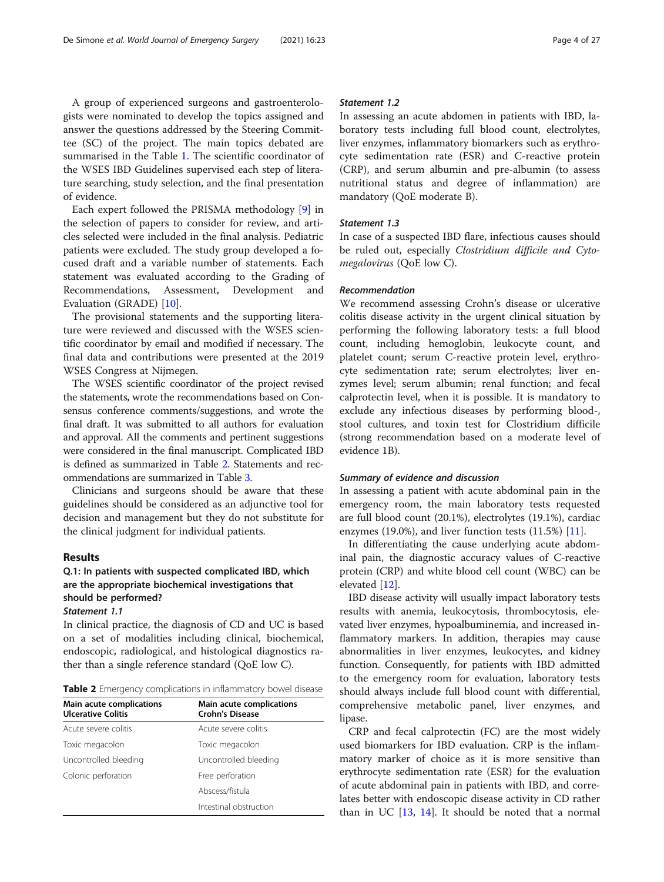A group of experienced surgeons and gastroenterologists were nominated to develop the topics assigned and answer the questions addressed by the Steering Committee (SC) of the project. The main topics debated are summarised in the Table 1. The scientific coordinator of the WSES IBD Guidelines supervised each step of literature searching, study selection, and the final presentation of evidence.

Each expert followed the PRISMA methodology [9] in the selection of papers to consider for review, and articles selected were included in the final analysis. Pediatric patients were excluded. The study group developed a focused draft and a variable number of statements. Each statement was evaluated according to the Grading of Recommendations, Assessment, Development and Evaluation (GRADE) [10].

The provisional statements and the supporting literature were reviewed and discussed with the WSES scientific coordinator by email and modified if necessary. The final data and contributions were presented at the 2019 WSES Congress at Nijmegen.

The WSES scientific coordinator of the project revised the statements, wrote the recommendations based on Consensus conference comments/suggestions, and wrote the final draft. It was submitted to all authors for evaluation and approval. All the comments and pertinent suggestions were considered in the final manuscript. Complicated IBD is defined as summarized in Table 2. Statements and recommendations are summarized in Table 3.

Clinicians and surgeons should be aware that these guidelines should be considered as an adjunctive tool for decision and management but they do not substitute for the clinical judgment for individual patients.

## Results

### Q.1: In patients with suspected complicated IBD, which are the appropriate biochemical investigations that should be performed?

#### Statement 1.1

In clinical practice, the diagnosis of CD and UC is based on a set of modalities including clinical, biochemical, endoscopic, radiological, and histological diagnostics rather than a single reference standard (QoE low C).

**Table 2** Emergency complications in inflammatory bowel disease

| Main acute complications Ulcerative Colitis | Main acute complications Crohn's Disease |
|---|---|
| Acute severe colitis | Acute severe colitis |
| Toxic megacolon | Toxic megacolon |
| Uncontrolled bleeding | Uncontrolled bleeding |
| Colonic perforation | Free perforation |
| | Abscess/fistula |
| | Intestinal obstruction |

#### Statement 1.2

In assessing an acute abdomen in patients with IBD, laboratory tests including full blood count, electrolytes, liver enzymes, inflammatory biomarkers such as erythrocyte sedimentation rate (ESR) and C-reactive protein (CRP), and serum albumin and pre-albumin (to assess nutritional status and degree of inflammation) are mandatory (QoE moderate B).

#### Statement 1.3

In case of a suspected IBD flare, infectious causes should be ruled out, especially *Clostridium difficile and Cytomegalovirus* (QoE low C).

#### Recommendation

We recommend assessing Crohn's disease or ulcerative colitis disease activity in the urgent clinical situation by performing the following laboratory tests: a full blood count, including hemoglobin, leukocyte count, and platelet count; serum C-reactive protein level, erythrocyte sedimentation rate; serum electrolytes; liver enzymes level; serum albumin; renal function; and fecal calprotectin level, when it is possible. It is mandatory to exclude any infectious diseases by performing blood-, stool cultures, and toxin test for Clostridium difficile (strong recommendation based on a moderate level of evidence 1B).

#### Summary of evidence and discussion

In assessing a patient with acute abdominal pain in the emergency room, the main laboratory tests requested are full blood count (20.1%), electrolytes (19.1%), cardiac enzymes (19.0%), and liver function tests (11.5%) [11].

In differentiating the cause underlying acute abdominal pain, the diagnostic accuracy values of C-reactive protein (CRP) and white blood cell count (WBC) can be elevated [12].

IBD disease activity will usually impact laboratory tests results with anemia, leukocytosis, thrombocytosis, elevated liver enzymes, hypoalbuminemia, and increased inflammatory markers. In addition, therapies may cause abnormalities in liver enzymes, leukocytes, and kidney function. Consequently, for patients with IBD admitted to the emergency room for evaluation, laboratory tests should always include full blood count with differential, comprehensive metabolic panel, liver enzymes, and lipase.

CRP and fecal calprotectin (FC) are the most widely used biomarkers for IBD evaluation. CRP is the inflammatory marker of choice as it is more sensitive than erythrocyte sedimentation rate (ESR) for the evaluation of acute abdominal pain in patients with IBD, and correlates better with endoscopic disease activity in CD rather than in UC [13, 14]. It should be noted that a normal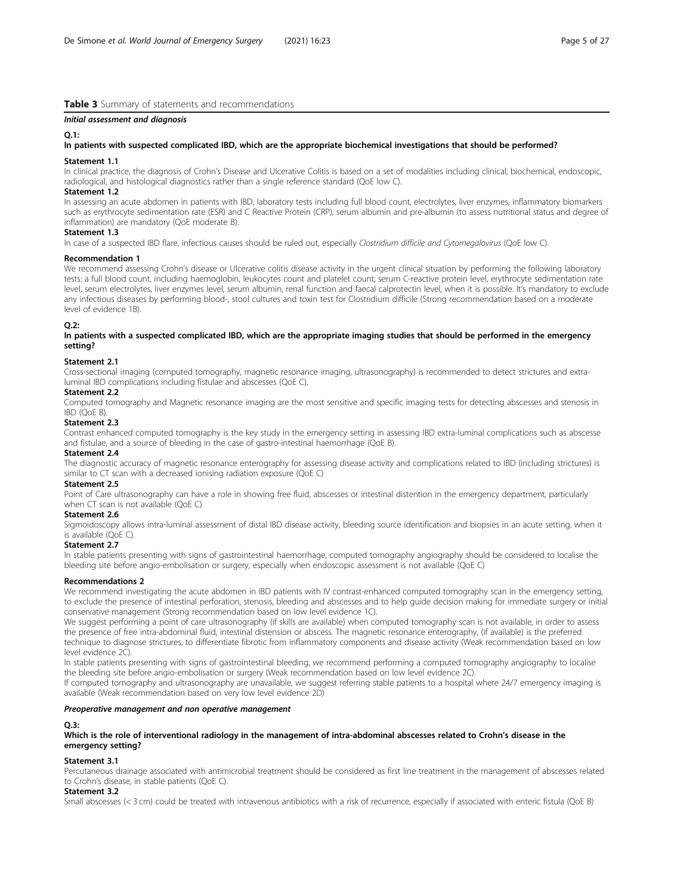**Table 3** Summary of statements and recommendations

***Initial assessment and diagnosis***

**Q.1:**

**In patients with suspected complicated IBD, which are the appropriate biochemical investigations that should be performed?**

**Statement 1.1**

In clinical practice, the diagnosis of Crohn's Disease and Ulcerative Colitis is based on a set of modalities including clinical, biochemical, endoscopic, radiological, and histological diagnostics rather than a single reference standard (QoE low C).

**Statement 1.2**

In assessing an acute abdomen in patients with IBD, laboratory tests including full blood count, electrolytes, liver enzymes, inflammatory biomarkers such as erythrocyte sedimentation rate (ESR) and C Reactive Protein (CRP), serum albumin and pre-albumin (to assess nutritional status and degree of inflammation) are mandatory (QoE moderate B).

**Statement 1.3**

In case of a suspected IBD flare, infectious causes should be ruled out, especially *Clostridium difficile and Cytomegalovirus* (QoE low C).

**Recommendation 1**

We recommend assessing Crohn's disease or Ulcerative colitis disease activity in the urgent clinical situation by performing the following laboratory tests: a full blood count, including haemoglobin, leukocytes count and platelet count; serum C-reactive protein level, erythrocyte sedimentation rate level, serum electrolytes, liver enzymes level, serum albumin, renal function and faecal calprotectin level, when it is possible. It's mandatory to exclude any infectious diseases by performing blood-, stool cultures and toxin test for Clostridium difficile (Strong recommendation based on a moderate level of evidence 1B).

**Q.2:**

**In patients with a suspected complicated IBD, which are the appropriate imaging studies that should be performed in the emergency setting?**

**Statement 2.1**

Cross-sectional imaging (computed tomography, magnetic resonance imaging, ultrasonography) is recommended to detect strictures and extra-luminal IBD complications including fistulae and abscesses (QoE C).

**Statement 2.2**

Computed tomography and Magnetic resonance imaging are the most sensitive and specific imaging tests for detecting abscesses and stenosis in IBD (QoE B).

**Statement 2.3**

Contrast enhanced computed tomography is the key study in the emergency setting in assessing IBD extra-luminal complications such as abscesse and fistulae, and a source of bleeding in the case of gastro-intestinal haemorrhage (QoE B).

**Statement 2.4**

The diagnostic accuracy of magnetic resonance enterography for assessing disease activity and complications related to IBD (including strictures) is similar to CT scan with a decreased ionising radiation exposure (QoE C)

**Statement 2.5**

Point of Care ultrasonography can have a role in showing free fluid, abscesses or intestinal distention in the emergency department, particularly when CT scan is not available (QoE C)

**Statement 2.6**

Sigmoidoscopy allows intra-luminal assessment of distal IBD disease activity, bleeding source identification and biopsies in an acute setting, when it is available (QoE C).

**Statement 2.7**

In stable patients presenting with signs of gastrointestinal haemorrhage, computed tomography angiography should be considered to localise the bleeding site before angio-embolisation or surgery, especially when endoscopic assessment is not available (QoE C)

**Recommendations 2**

We recommend investigating the acute abdomen in IBD patients with IV contrast-enhanced computed tomography scan in the emergency setting, to exclude the presence of intestinal perforation, stenosis, bleeding and abscesses and to help guide decision making for immediate surgery or initial conservative management (Strong recommendation based on low level evidence 1C).

We suggest performing a point of care ultrasonography (if skills are available) when computed tomography scan is not available, in order to assess the presence of free intra-abdominal fluid, intestinal distension or abscess. The magnetic resonance enterography, (if available) is the preferred technique to diagnose strictures, to differentiate fibrotic from inflammatory components and disease activity (Weak recommendation based on low level evidence 2C).

In stable patients presenting with signs of gastrointestinal bleeding, we recommend performing a computed tomography angiography to localise the bleeding site before angio-embolisation or surgery (Weak recommendation based on low level evidence 2C).

If computed tomography and ultrasonography are unavailable, we suggest referring stable patients to a hospital where 24/7 emergency imaging is available (Weak recommendation based on very low level evidence 2D)

***Preoperative management and non operative management***

**Q.3:**

**Which is the role of interventional radiology in the management of intra-abdominal abscesses related to Crohn's disease in the emergency setting?**

**Statement 3.1**

Percutaneous drainage associated with antimicrobial treatment should be considered as first line treatment in the management of abscesses related to Crohn's disease, in stable patients (QoE C).

**Statement 3.2**

Small abscesses (< 3 cm) could be treated with intravenous antibiotics with a risk of recurrence, especially if associated with enteric fistula (QoE B)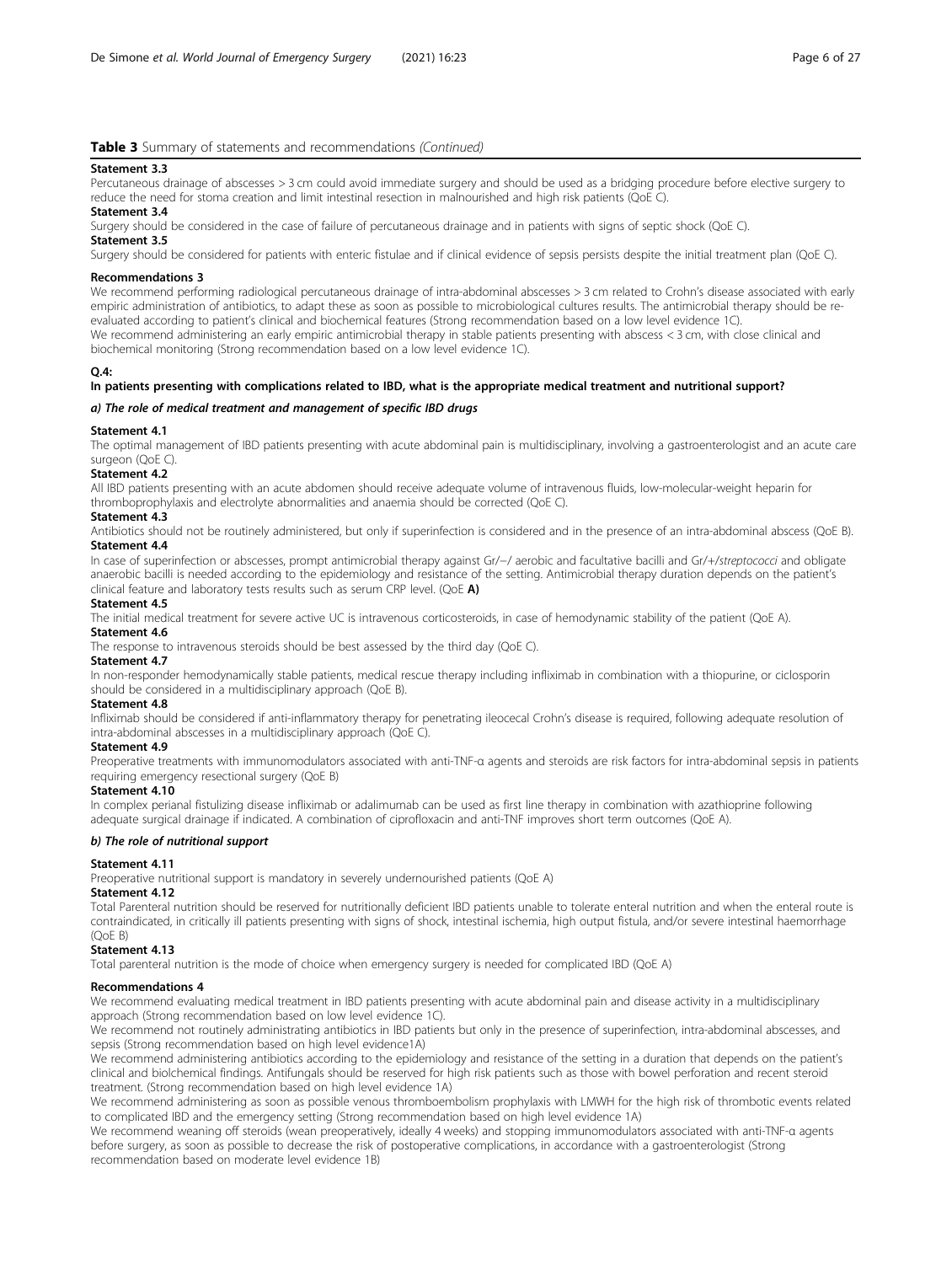**Table 3** Summary of statements and recommendations *(Continued)*

**Statement 3.3**

Percutaneous drainage of abscesses > 3 cm could avoid immediate surgery and should be used as a bridging procedure before elective surgery to reduce the need for stoma creation and limit intestinal resection in malnourished and high risk patients (QoE C).

**Statement 3.4**

Surgery should be considered in the case of failure of percutaneous drainage and in patients with signs of septic shock (QoE C).

**Statement 3.5**

Surgery should be considered for patients with enteric fistulae and if clinical evidence of sepsis persists despite the initial treatment plan (QoE C).

**Recommendations 3**

We recommend performing radiological percutaneous drainage of intra-abdominal abscesses > 3 cm related to Crohn's disease associated with early empiric administration of antibiotics, to adapt these as soon as possible to microbiological cultures results. The antimicrobial therapy should be re-evaluated according to patient's clinical and biochemical features (Strong recommendation based on a low level evidence 1C).

We recommend administering an early empiric antimicrobial therapy in stable patients presenting with abscess < 3 cm, with close clinical and biochemical monitoring (Strong recommendation based on a low level evidence 1C).

**Q.4:**

**In patients presenting with complications related to IBD, what is the appropriate medical treatment and nutritional support?**

***a) The role of medical treatment and management of specific IBD drugs***

**Statement 4.1**

The optimal management of IBD patients presenting with acute abdominal pain is multidisciplinary, involving a gastroenterologist and an acute care surgeon (QoE C).

**Statement 4.2**

All IBD patients presenting with an acute abdomen should receive adequate volume of intravenous fluids, low-molecular-weight heparin for thromboprophylaxis and electrolyte abnormalities and anaemia should be corrected (QoE C).

**Statement 4.3**

Antibiotics should not be routinely administered, but only if superinfection is considered and in the presence of an intra-abdominal abscess (QoE B).

**Statement 4.4**

In case of superinfection or abscesses, prompt antimicrobial therapy against Gr/−/ aerobic and facultative bacilli and Gr/+/*streptococci* and obligate anaerobic bacilli is needed according to the epidemiology and resistance of the setting. Antimicrobial therapy duration depends on the patient's clinical feature and laboratory tests results such as serum CRP level. (QoE **A)**

**Statement 4.5**

The initial medical treatment for severe active UC is intravenous corticosteroids, in case of hemodynamic stability of the patient (QoE A).

**Statement 4.6**

The response to intravenous steroids should be best assessed by the third day (QoE C).

**Statement 4.7**

In non-responder hemodynamically stable patients, medical rescue therapy including infliximab in combination with a thiopurine, or ciclosporin should be considered in a multidisciplinary approach (QoE B).

**Statement 4.8**

Infliximab should be considered if anti-inflammatory therapy for penetrating ileocecal Crohn's disease is required, following adequate resolution of intra-abdominal abscesses in a multidisciplinary approach (QoE C).

**Statement 4.9**

Preoperative treatments with immunomodulators associated with anti-TNF-α agents and steroids are risk factors for intra-abdominal sepsis in patients requiring emergency resectional surgery (QoE B)

**Statement 4.10**

In complex perianal fistulizing disease infliximab or adalimumab can be used as first line therapy in combination with azathioprine following adequate surgical drainage if indicated. A combination of ciprofloxacin and anti-TNF improves short term outcomes (QoE A).

***b) The role of nutritional support***

**Statement 4.11**

Preoperative nutritional support is mandatory in severely undernourished patients (QoE A)

**Statement 4.12**

Total Parenteral nutrition should be reserved for nutritionally deficient IBD patients unable to tolerate enteral nutrition and when the enteral route is contraindicated, in critically ill patients presenting with signs of shock, intestinal ischemia, high output fistula, and/or severe intestinal haemorrhage (QoE B)

**Statement 4.13**

Total parenteral nutrition is the mode of choice when emergency surgery is needed for complicated IBD (QoE A)

**Recommendations 4**

We recommend evaluating medical treatment in IBD patients presenting with acute abdominal pain and disease activity in a multidisciplinary approach (Strong recommendation based on low level evidence 1C).

We recommend not routinely administrating antibiotics in IBD patients but only in the presence of superinfection, intra-abdominal abscesses, and sepsis (Strong recommendation based on high level evidence1A)

We recommend administering antibiotics according to the epidemiology and resistance of the setting in a duration that depends on the patient's clinical and biolchemical findings. Antifungals should be reserved for high risk patients such as those with bowel perforation and recent steroid treatment. (Strong recommendation based on high level evidence 1A)

We recommend administering as soon as possible venous thromboembolism prophylaxis with LMWH for the high risk of thrombotic events related to complicated IBD and the emergency setting (Strong recommendation based on high level evidence 1A)

We recommend weaning off steroids (wean preoperatively, ideally 4 weeks) and stopping immunomodulators associated with anti-TNF-α agents before surgery, as soon as possible to decrease the risk of postoperative complications, in accordance with a gastroenterologist (Strong recommendation based on moderate level evidence 1B)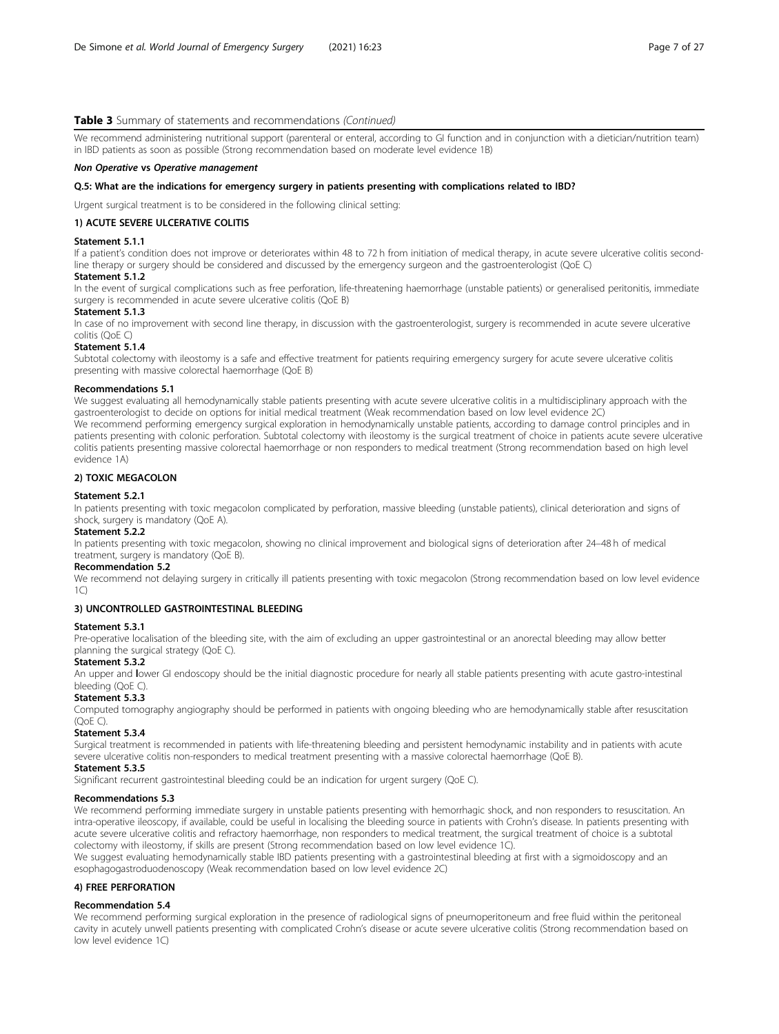**Table 3** Summary of statements and recommendations *(Continued)*

We recommend administering nutritional support (parenteral or enteral, according to GI function and in conjunction with a dietician/nutrition team) in IBD patients as soon as possible (Strong recommendation based on moderate level evidence 1B)

***Non Operative* vs *Operative management***

**Q.5: What are the indications for emergency surgery in patients presenting with complications related to IBD?**

Urgent surgical treatment is to be considered in the following clinical setting:

**1) ACUTE SEVERE ULCERATIVE COLITIS**

**Statement 5.1.1**

If a patient's condition does not improve or deteriorates within 48 to 72 h from initiation of medical therapy, in acute severe ulcerative colitis second-line therapy or surgery should be considered and discussed by the emergency surgeon and the gastroenterologist (QoE C)

**Statement 5.1.2**

In the event of surgical complications such as free perforation, life-threatening haemorrhage (unstable patients) or generalised peritonitis, immediate surgery is recommended in acute severe ulcerative colitis (QoE B)

**Statement 5.1.3**

In case of no improvement with second line therapy, in discussion with the gastroenterologist, surgery is recommended in acute severe ulcerative colitis (QoE C)

**Statement 5.1.4**

Subtotal colectomy with ileostomy is a safe and effective treatment for patients requiring emergency surgery for acute severe ulcerative colitis presenting with massive colorectal haemorrhage (QoE B)

**Recommendations 5.1**

We suggest evaluating all hemodynamically stable patients presenting with acute severe ulcerative colitis in a multidisciplinary approach with the gastroenterologist to decide on options for initial medical treatment (Weak recommendation based on low level evidence 2C)

We recommend performing emergency surgical exploration in hemodynamically unstable patients, according to damage control principles and in patients presenting with colonic perforation. Subtotal colectomy with ileostomy is the surgical treatment of choice in patients acute severe ulcerative colitis patients presenting massive colorectal haemorrhage or non responders to medical treatment (Strong recommendation based on high level evidence 1A)

**2) TOXIC MEGACOLON**

**Statement 5.2.1**

In patients presenting with toxic megacolon complicated by perforation, massive bleeding (unstable patients), clinical deterioration and signs of shock, surgery is mandatory (QoE A).

**Statement 5.2.2**

In patients presenting with toxic megacolon, showing no clinical improvement and biological signs of deterioration after 24–48 h of medical treatment, surgery is mandatory (QoE B).

**Recommendation 5.2**

We recommend not delaying surgery in critically ill patients presenting with toxic megacolon (Strong recommendation based on low level evidence 1C)

**3) UNCONTROLLED GASTROINTESTINAL BLEEDING**

**Statement 5.3.1**

Pre-operative localisation of the bleeding site, with the aim of excluding an upper gastrointestinal or an anorectal bleeding may allow better planning the surgical strategy (QoE C).

**Statement 5.3.2**

An upper and lower GI endoscopy should be the initial diagnostic procedure for nearly all stable patients presenting with acute gastro-intestinal bleeding (QoE C).

**Statement 5.3.3**

Computed tomography angiography should be performed in patients with ongoing bleeding who are hemodynamically stable after resuscitation (QoE C).

**Statement 5.3.4**

Surgical treatment is recommended in patients with life-threatening bleeding and persistent hemodynamic instability and in patients with acute severe ulcerative colitis non-responders to medical treatment presenting with a massive colorectal haemorrhage (QoE B).

**Statement 5.3.5**

Significant recurrent gastrointestinal bleeding could be an indication for urgent surgery (QoE C).

**Recommendations 5.3**

We recommend performing immediate surgery in unstable patients presenting with hemorrhagic shock, and non responders to resuscitation. An intra-operative ileoscopy, if available, could be useful in localising the bleeding source in patients with Crohn's disease. In patients presenting with acute severe ulcerative colitis and refractory haemorrhage, non responders to medical treatment, the surgical treatment of choice is a subtotal colectomy with ileostomy, if skills are present (Strong recommendation based on low level evidence 1C).

We suggest evaluating hemodynamically stable IBD patients presenting with a gastrointestinal bleeding at first with a sigmoidoscopy and an esophagogastroduodenoscopy (Weak recommendation based on low level evidence 2C)

**4) FREE PERFORATION**

**Recommendation 5.4**

We recommend performing surgical exploration in the presence of radiological signs of pneumoperitoneum and free fluid within the peritoneal cavity in acutely unwell patients presenting with complicated Crohn's disease or acute severe ulcerative colitis (Strong recommendation based on low level evidence 1C)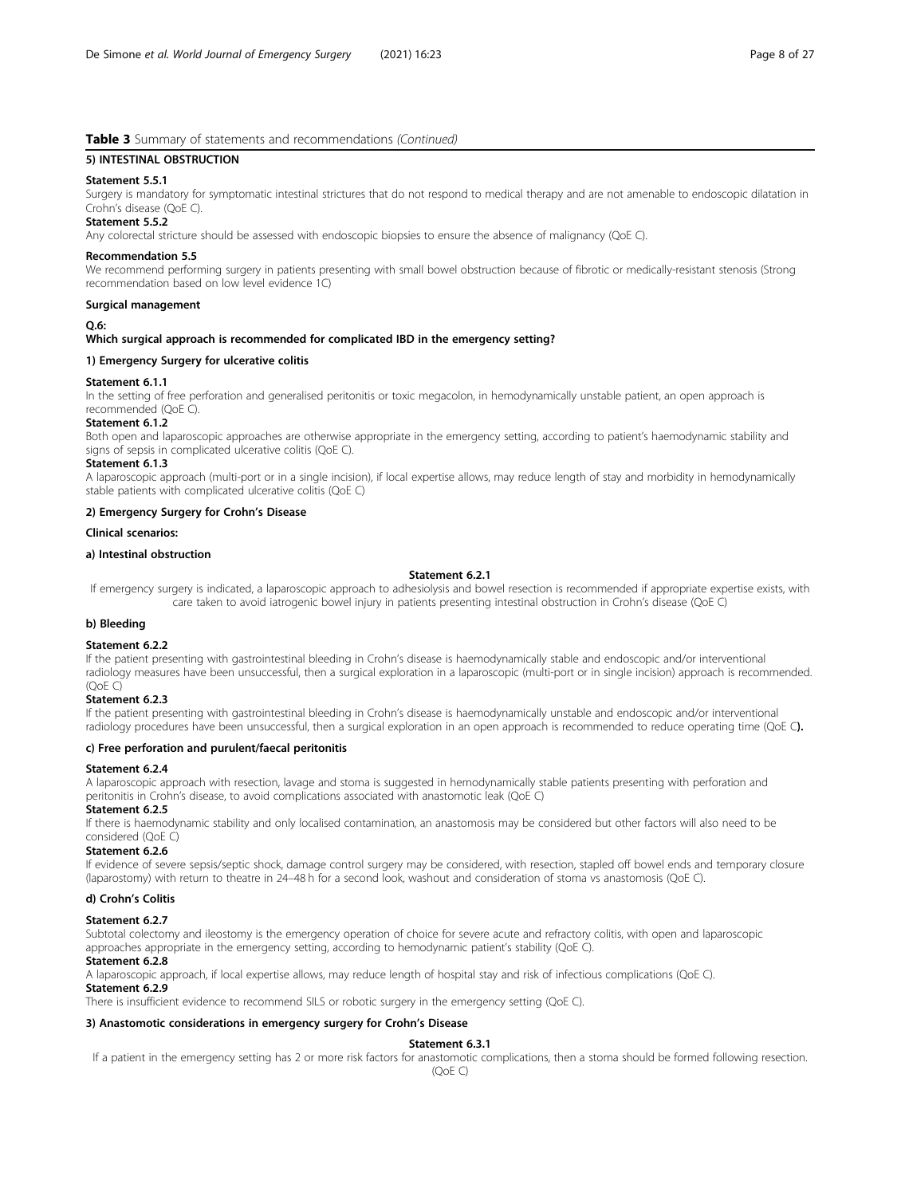**Table 3** Summary of statements and recommendations *(Continued)*

**5) INTESTINAL OBSTRUCTION**

**Statement 5.5.1**

Surgery is mandatory for symptomatic intestinal strictures that do not respond to medical therapy and are not amenable to endoscopic dilatation in Crohn's disease (QoE C).

**Statement 5.5.2**

Any colorectal stricture should be assessed with endoscopic biopsies to ensure the absence of malignancy (QoE C).

**Recommendation 5.5**

We recommend performing surgery in patients presenting with small bowel obstruction because of fibrotic or medically-resistant stenosis (Strong recommendation based on low level evidence 1C)

**Surgical management**

**Q.6:**

**Which surgical approach is recommended for complicated IBD in the emergency setting?**

**1) Emergency Surgery for ulcerative colitis**

**Statement 6.1.1**

In the setting of free perforation and generalised peritonitis or toxic megacolon, in hemodynamically unstable patient, an open approach is recommended (QoE C).

**Statement 6.1.2**

Both open and laparoscopic approaches are otherwise appropriate in the emergency setting, according to patient's haemodynamic stability and signs of sepsis in complicated ulcerative colitis (QoE C).

**Statement 6.1.3**

A laparoscopic approach (multi-port or in a single incision), if local expertise allows, may reduce length of stay and morbidity in hemodynamically stable patients with complicated ulcerative colitis (QoE C)

**2) Emergency Surgery for Crohn's Disease**

**Clinical scenarios:**

**a) Intestinal obstruction**

**Statement 6.2.1**

If emergency surgery is indicated, a laparoscopic approach to adhesiolysis and bowel resection is recommended if appropriate expertise exists, with care taken to avoid iatrogenic bowel injury in patients presenting intestinal obstruction in Crohn's disease (QoE C)

**b) Bleeding**

**Statement 6.2.2**

If the patient presenting with gastrointestinal bleeding in Crohn's disease is haemodynamically stable and endoscopic and/or interventional radiology measures have been unsuccessful, then a surgical exploration in a laparoscopic (multi-port or in single incision) approach is recommended. (QoE C)

**Statement 6.2.3**

If the patient presenting with gastrointestinal bleeding in Crohn's disease is haemodynamically unstable and endoscopic and/or interventional radiology procedures have been unsuccessful, then a surgical exploration in an open approach is recommended to reduce operating time (QoE C**).**

**c) Free perforation and purulent/faecal peritonitis**

**Statement 6.2.4**

A laparoscopic approach with resection, lavage and stoma is suggested in hemodynamically stable patients presenting with perforation and peritonitis in Crohn's disease, to avoid complications associated with anastomotic leak (QoE C)

**Statement 6.2.5**

If there is haemodynamic stability and only localised contamination, an anastomosis may be considered but other factors will also need to be considered (QoE C)

**Statement 6.2.6**

If evidence of severe sepsis/septic shock, damage control surgery may be considered, with resection, stapled off bowel ends and temporary closure (laparostomy) with return to theatre in 24–48 h for a second look, washout and consideration of stoma vs anastomosis (QoE C).

**d) Crohn's Colitis**

**Statement 6.2.7**

Subtotal colectomy and ileostomy is the emergency operation of choice for severe acute and refractory colitis, with open and laparoscopic approaches appropriate in the emergency setting, according to hemodynamic patient's stability (QoE C).

**Statement 6.2.8**

A laparoscopic approach, if local expertise allows, may reduce length of hospital stay and risk of infectious complications (QoE C).

**Statement 6.2.9**

There is insufficient evidence to recommend SILS or robotic surgery in the emergency setting (QoE C).

**3) Anastomotic considerations in emergency surgery for Crohn's Disease**

**Statement 6.3.1**

If a patient in the emergency setting has 2 or more risk factors for anastomotic complications, then a stoma should be formed following resection. (QoE C)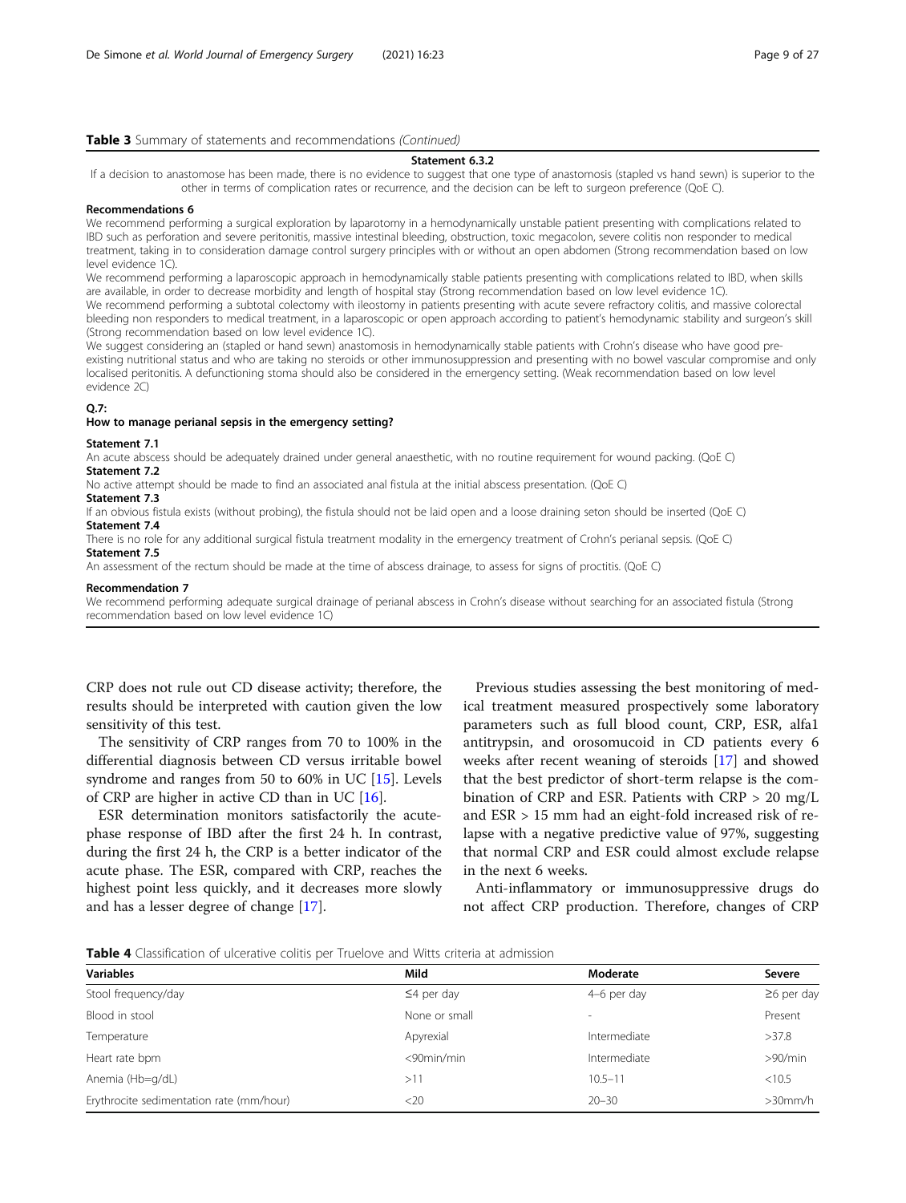**Table 3** Summary of statements and recommendations *(Continued)*

**Statement 6.3.2**

If a decision to anastomose has been made, there is no evidence to suggest that one type of anastomosis (stapled vs hand sewn) is superior to the other in terms of complication rates or recurrence, and the decision can be left to surgeon preference (QoE C).

**Recommendations 6**

We recommend performing a surgical exploration by laparotomy in a hemodynamically unstable patient presenting with complications related to IBD such as perforation and severe peritonitis, massive intestinal bleeding, obstruction, toxic megacolon, severe colitis non responder to medical treatment, taking in to consideration damage control surgery principles with or without an open abdomen (Strong recommendation based on low level evidence 1C).

We recommend performing a laparoscopic approach in hemodynamically stable patients presenting with complications related to IBD, when skills are available, in order to decrease morbidity and length of hospital stay (Strong recommendation based on low level evidence 1C).

We recommend performing a subtotal colectomy with ileostomy in patients presenting with acute severe refractory colitis, and massive colorectal bleeding non responders to medical treatment, in a laparoscopic or open approach according to patient's hemodynamic stability and surgeon's skill (Strong recommendation based on low level evidence 1C).

We suggest considering an (stapled or hand sewn) anastomosis in hemodynamically stable patients with Crohn's disease who have good pre-existing nutritional status and who are taking no steroids or other immunosuppression and presenting with no bowel vascular compromise and only localised peritonitis. A defunctioning stoma should also be considered in the emergency setting. (Weak recommendation based on low level evidence 2C)

**Q.7:**

**How to manage perianal sepsis in the emergency setting?**

**Statement 7.1**

An acute abscess should be adequately drained under general anaesthetic, with no routine requirement for wound packing. (QoE C)

**Statement 7.2**

No active attempt should be made to find an associated anal fistula at the initial abscess presentation. (QoE C)

**Statement 7.3**

If an obvious fistula exists (without probing), the fistula should not be laid open and a loose draining seton should be inserted (QoE C)

**Statement 7.4**

There is no role for any additional surgical fistula treatment modality in the emergency treatment of Crohn's perianal sepsis. (QoE C)

**Statement 7.5**

An assessment of the rectum should be made at the time of abscess drainage, to assess for signs of proctitis. (QoE C)

**Recommendation 7**

We recommend performing adequate surgical drainage of perianal abscess in Crohn's disease without searching for an associated fistula (Strong recommendation based on low level evidence 1C)

CRP does not rule out CD disease activity; therefore, the results should be interpreted with caution given the low sensitivity of this test.

The sensitivity of CRP ranges from 70 to 100% in the differential diagnosis between CD versus irritable bowel syndrome and ranges from 50 to 60% in UC [15]. Levels of CRP are higher in active CD than in UC [16].

ESR determination monitors satisfactorily the acute-phase response of IBD after the first 24 h. In contrast, during the first 24 h, the CRP is a better indicator of the acute phase. The ESR, compared with CRP, reaches the highest point less quickly, and it decreases more slowly and has a lesser degree of change [17].

Previous studies assessing the best monitoring of medical treatment measured prospectively some laboratory parameters such as full blood count, CRP, ESR, alfa1 antitrypsin, and orosomucoid in CD patients every 6 weeks after recent weaning of steroids [17] and showed that the best predictor of short-term relapse is the combination of CRP and ESR. Patients with CRP > 20 mg/L and ESR > 15 mm had an eight-fold increased risk of relapse with a negative predictive value of 97%, suggesting that normal CRP and ESR could almost exclude relapse in the next 6 weeks.

Anti-inflammatory or immunosuppressive drugs do not affect CRP production. Therefore, changes of CRP

**Table 4** Classification of ulcerative colitis per Truelove and Witts criteria at admission

| Variables | Mild | Moderate | Severe |
|---|---|---|---|
| Stool frequency/day | ≤4 per day | 4–6 per day | ≥6 per day |
| Blood in stool | None or small | - | Present |
| Temperature | Apyrexial | Intermediate | >37.8 |
| Heart rate bpm | <90min/min | Intermediate | >90/min |
| Anemia (Hb=g/dL) | >11 | 10.5–11 | <10.5 |
| Erythrocite sedimentation rate (mm/hour) | <20 | 20–30 | >30mm/h |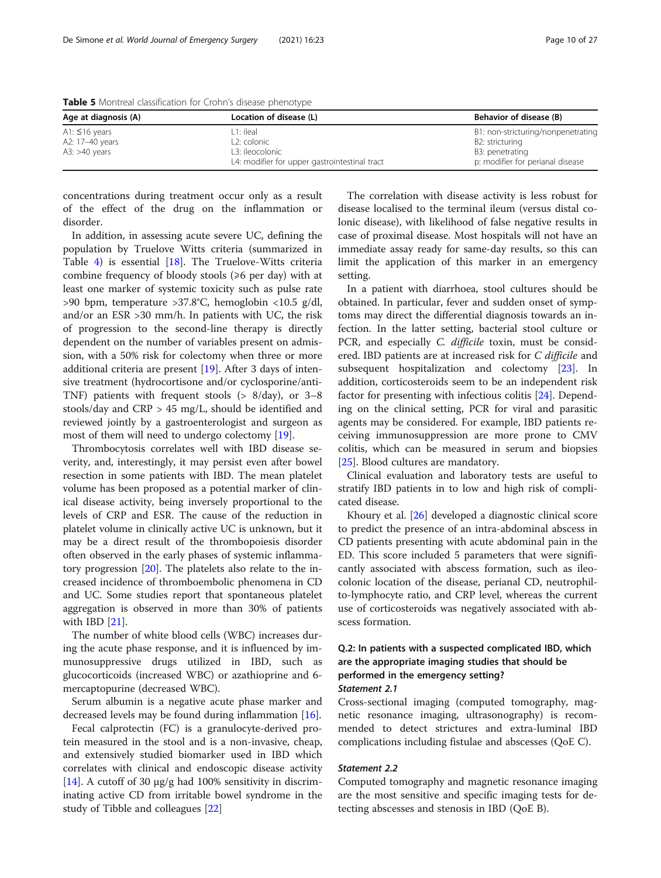Table 5 Montreal classification for Crohn's disease phenotype

| Age at diagnosis (A) | Location of disease (L) | Behavior of disease (B) |
| --- | --- | --- |
| A1: ≤16 years<br>A2: 17–40 years<br>A3: >40 years | L1: ileal<br>L2: colonic<br>L3: ileocolonic<br>L4: modifier for upper gastrointestinal tract | B1: non-stricturing/nonpenetrating<br>B2: stricturing<br>B3: penetrating<br>p: modifier for perianal disease |

concentrations during treatment occur only as a result of the effect of the drug on the inflammation or disorder.

In addition, in assessing acute severe UC, defining the population by Truelove Witts criteria (summarized in Table 4) is essential [18]. The Truelove-Witts criteria combine frequency of bloody stools (⩾6 per day) with at least one marker of systemic toxicity such as pulse rate >90 bpm, temperature >37.8°C, hemoglobin <10.5 g/dl, and/or an ESR >30 mm/h. In patients with UC, the risk of progression to the second-line therapy is directly dependent on the number of variables present on admission, with a 50% risk for colectomy when three or more additional criteria are present [19]. After 3 days of intensive treatment (hydrocortisone and/or cyclosporine/anti-TNF) patients with frequent stools (> 8/day), or 3–8 stools/day and CRP > 45 mg/L, should be identified and reviewed jointly by a gastroenterologist and surgeon as most of them will need to undergo colectomy [19].

Thrombocytosis correlates well with IBD disease severity, and, interestingly, it may persist even after bowel resection in some patients with IBD. The mean platelet volume has been proposed as a potential marker of clinical disease activity, being inversely proportional to the levels of CRP and ESR. The cause of the reduction in platelet volume in clinically active UC is unknown, but it may be a direct result of the thrombopoiesis disorder often observed in the early phases of systemic inflammatory progression [20]. The platelets also relate to the increased incidence of thromboembolic phenomena in CD and UC. Some studies report that spontaneous platelet aggregation is observed in more than 30% of patients with IBD [21].

The number of white blood cells (WBC) increases during the acute phase response, and it is influenced by immunosuppressive drugs utilized in IBD, such as glucocorticoids (increased WBC) or azathioprine and 6-mercaptopurine (decreased WBC).

Serum albumin is a negative acute phase marker and decreased levels may be found during inflammation [16].

Fecal calprotectin (FC) is a granulocyte-derived protein measured in the stool and is a non-invasive, cheap, and extensively studied biomarker used in IBD which correlates with clinical and endoscopic disease activity [14]. A cutoff of 30 μg/g had 100% sensitivity in discriminating active CD from irritable bowel syndrome in the study of Tibble and colleagues [22]

The correlation with disease activity is less robust for disease localised to the terminal ileum (versus distal colonic disease), with likelihood of false negative results in case of proximal disease. Most hospitals will not have an immediate assay ready for same-day results, so this can limit the application of this marker in an emergency setting.

In a patient with diarrhoea, stool cultures should be obtained. In particular, fever and sudden onset of symptoms may direct the differential diagnosis towards an infection. In the latter setting, bacterial stool culture or PCR, and especially *C. difficile* toxin, must be considered. IBD patients are at increased risk for *C difficile* and subsequent hospitalization and colectomy [23]. In addition, corticosteroids seem to be an independent risk factor for presenting with infectious colitis [24]. Depending on the clinical setting, PCR for viral and parasitic agents may be considered. For example, IBD patients receiving immunosuppression are more prone to CMV colitis, which can be measured in serum and biopsies [25]. Blood cultures are mandatory.

Clinical evaluation and laboratory tests are useful to stratify IBD patients in to low and high risk of complicated disease.

Khoury et al. [26] developed a diagnostic clinical score to predict the presence of an intra-abdominal abscess in CD patients presenting with acute abdominal pain in the ED. This score included 5 parameters that were significantly associated with abscess formation, such as ileocolonic location of the disease, perianal CD, neutrophil-to-lymphocyte ratio, and CRP level, whereas the current use of corticosteroids was negatively associated with abscess formation.

### Q.2: In patients with a suspected complicated IBD, which are the appropriate imaging studies that should be performed in the emergency setting?

#### *Statement 2.1*

Cross-sectional imaging (computed tomography, magnetic resonance imaging, ultrasonography) is recommended to detect strictures and extra-luminal IBD complications including fistulae and abscesses (QoE C).

#### *Statement 2.2*

Computed tomography and magnetic resonance imaging are the most sensitive and specific imaging tests for detecting abscesses and stenosis in IBD (QoE B).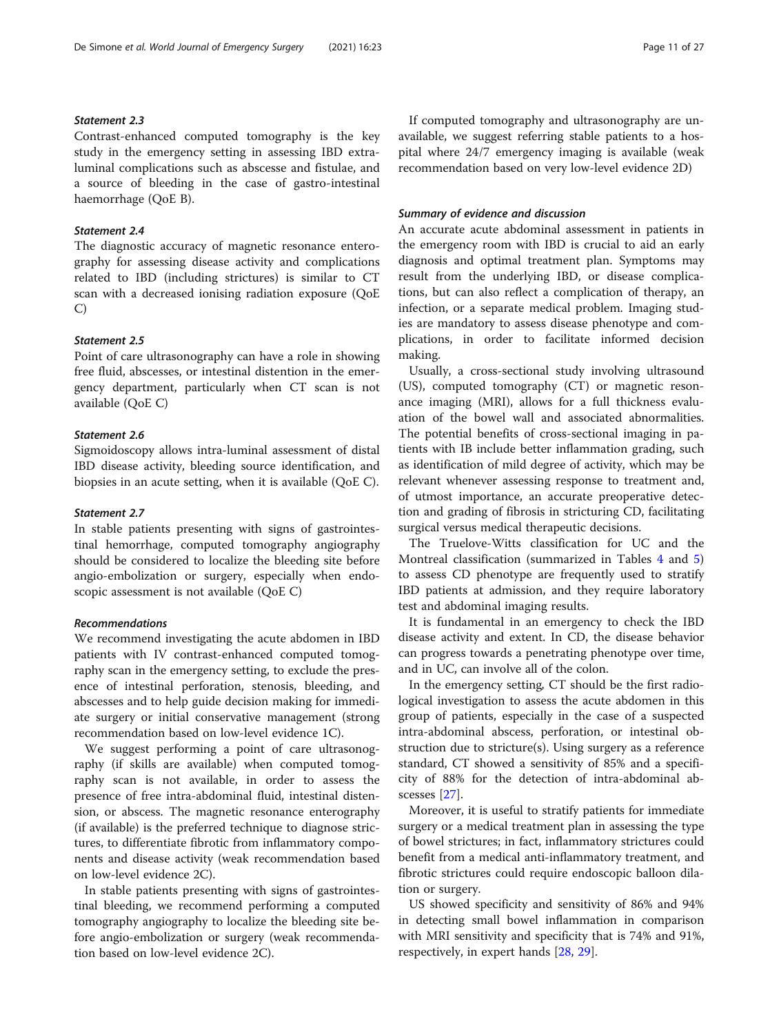#### Statement 2.3

Contrast-enhanced computed tomography is the key study in the emergency setting in assessing IBD extra-luminal complications such as abscesse and fistulae, and a source of bleeding in the case of gastro-intestinal haemorrhage (QoE B).

#### Statement 2.4

The diagnostic accuracy of magnetic resonance enterography for assessing disease activity and complications related to IBD (including strictures) is similar to CT scan with a decreased ionising radiation exposure (QoE C)

#### Statement 2.5

Point of care ultrasonography can have a role in showing free fluid, abscesses, or intestinal distention in the emergency department, particularly when CT scan is not available (QoE C)

#### Statement 2.6

Sigmoidoscopy allows intra-luminal assessment of distal IBD disease activity, bleeding source identification, and biopsies in an acute setting, when it is available (QoE C).

#### Statement 2.7

In stable patients presenting with signs of gastrointestinal hemorrhage, computed tomography angiography should be considered to localize the bleeding site before angio-embolization or surgery, especially when endoscopic assessment is not available (QoE C)

#### Recommendations

We recommend investigating the acute abdomen in IBD patients with IV contrast-enhanced computed tomography scan in the emergency setting, to exclude the presence of intestinal perforation, stenosis, bleeding, and abscesses and to help guide decision making for immediate surgery or initial conservative management (strong recommendation based on low-level evidence 1C).

We suggest performing a point of care ultrasonography (if skills are available) when computed tomography scan is not available, in order to assess the presence of free intra-abdominal fluid, intestinal distension, or abscess. The magnetic resonance enterography (if available) is the preferred technique to diagnose strictures, to differentiate fibrotic from inflammatory components and disease activity (weak recommendation based on low-level evidence 2C).

In stable patients presenting with signs of gastrointestinal bleeding, we recommend performing a computed tomography angiography to localize the bleeding site before angio-embolization or surgery (weak recommendation based on low-level evidence 2C).

If computed tomography and ultrasonography are unavailable, we suggest referring stable patients to a hospital where 24/7 emergency imaging is available (weak recommendation based on very low-level evidence 2D)

#### Summary of evidence and discussion

An accurate acute abdominal assessment in patients in the emergency room with IBD is crucial to aid an early diagnosis and optimal treatment plan. Symptoms may result from the underlying IBD, or disease complications, but can also reflect a complication of therapy, an infection, or a separate medical problem. Imaging studies are mandatory to assess disease phenotype and complications, in order to facilitate informed decision making.

Usually, a cross-sectional study involving ultrasound (US), computed tomography (CT) or magnetic resonance imaging (MRI), allows for a full thickness evaluation of the bowel wall and associated abnormalities. The potential benefits of cross-sectional imaging in patients with IB include better inflammation grading, such as identification of mild degree of activity, which may be relevant whenever assessing response to treatment and, of utmost importance, an accurate preoperative detection and grading of fibrosis in stricturing CD, facilitating surgical versus medical therapeutic decisions.

The Truelove-Witts classification for UC and the Montreal classification (summarized in Tables 4 and 5) to assess CD phenotype are frequently used to stratify IBD patients at admission, and they require laboratory test and abdominal imaging results.

It is fundamental in an emergency to check the IBD disease activity and extent. In CD, the disease behavior can progress towards a penetrating phenotype over time, and in UC, can involve all of the colon.

In the emergency setting, CT should be the first radiological investigation to assess the acute abdomen in this group of patients, especially in the case of a suspected intra-abdominal abscess, perforation, or intestinal obstruction due to stricture(s). Using surgery as a reference standard, CT showed a sensitivity of 85% and a specificity of 88% for the detection of intra-abdominal abscesses [27].

Moreover, it is useful to stratify patients for immediate surgery or a medical treatment plan in assessing the type of bowel strictures; in fact, inflammatory strictures could benefit from a medical anti-inflammatory treatment, and fibrotic strictures could require endoscopic balloon dilation or surgery.

US showed specificity and sensitivity of 86% and 94% in detecting small bowel inflammation in comparison with MRI sensitivity and specificity that is 74% and 91%, respectively, in expert hands [28, 29].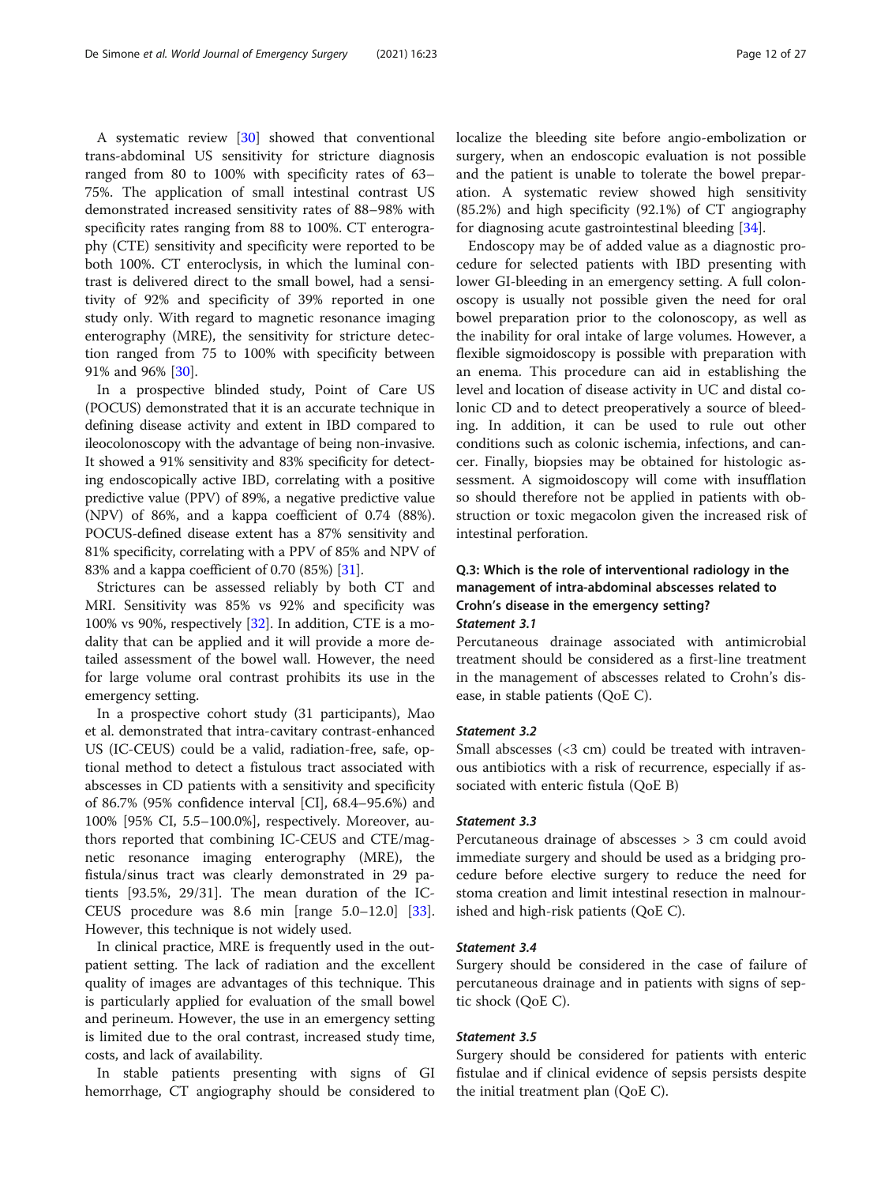A systematic review [30] showed that conventional trans-abdominal US sensitivity for stricture diagnosis ranged from 80 to 100% with specificity rates of 63–75%. The application of small intestinal contrast US demonstrated increased sensitivity rates of 88–98% with specificity rates ranging from 88 to 100%. CT enterography (CTE) sensitivity and specificity were reported to be both 100%. CT enteroclysis, in which the luminal contrast is delivered direct to the small bowel, had a sensitivity of 92% and specificity of 39% reported in one study only. With regard to magnetic resonance imaging enterography (MRE), the sensitivity for stricture detection ranged from 75 to 100% with specificity between 91% and 96% [30].

In a prospective blinded study, Point of Care US (POCUS) demonstrated that it is an accurate technique in defining disease activity and extent in IBD compared to ileocolonoscopy with the advantage of being non-invasive. It showed a 91% sensitivity and 83% specificity for detecting endoscopically active IBD, correlating with a positive predictive value (PPV) of 89%, a negative predictive value (NPV) of 86%, and a kappa coefficient of 0.74 (88%). POCUS-defined disease extent has a 87% sensitivity and 81% specificity, correlating with a PPV of 85% and NPV of 83% and a kappa coefficient of 0.70 (85%) [31].

Strictures can be assessed reliably by both CT and MRI. Sensitivity was 85% vs 92% and specificity was 100% vs 90%, respectively [32]. In addition, CTE is a modality that can be applied and it will provide a more detailed assessment of the bowel wall. However, the need for large volume oral contrast prohibits its use in the emergency setting.

In a prospective cohort study (31 participants), Mao et al. demonstrated that intra-cavitary contrast-enhanced US (IC-CEUS) could be a valid, radiation-free, safe, optional method to detect a fistulous tract associated with abscesses in CD patients with a sensitivity and specificity of 86.7% (95% confidence interval [CI], 68.4–95.6%) and 100% [95% CI, 5.5–100.0%], respectively. Moreover, authors reported that combining IC-CEUS and CTE/magnetic resonance imaging enterography (MRE), the fistula/sinus tract was clearly demonstrated in 29 patients [93.5%, 29/31]. The mean duration of the IC-CEUS procedure was 8.6 min [range 5.0–12.0] [33]. However, this technique is not widely used.

In clinical practice, MRE is frequently used in the outpatient setting. The lack of radiation and the excellent quality of images are advantages of this technique. This is particularly applied for evaluation of the small bowel and perineum. However, the use in an emergency setting is limited due to the oral contrast, increased study time, costs, and lack of availability.

In stable patients presenting with signs of GI hemorrhage, CT angiography should be considered to localize the bleeding site before angio-embolization or surgery, when an endoscopic evaluation is not possible and the patient is unable to tolerate the bowel preparation. A systematic review showed high sensitivity (85.2%) and high specificity (92.1%) of CT angiography for diagnosing acute gastrointestinal bleeding [34].

Endoscopy may be of added value as a diagnostic procedure for selected patients with IBD presenting with lower GI-bleeding in an emergency setting. A full colonoscopy is usually not possible given the need for oral bowel preparation prior to the colonoscopy, as well as the inability for oral intake of large volumes. However, a flexible sigmoidoscopy is possible with preparation with an enema. This procedure can aid in establishing the level and location of disease activity in UC and distal colonic CD and to detect preoperatively a source of bleeding. In addition, it can be used to rule out other conditions such as colonic ischemia, infections, and cancer. Finally, biopsies may be obtained for histologic assessment. A sigmoidoscopy will come with insufflation so should therefore not be applied in patients with obstruction or toxic megacolon given the increased risk of intestinal perforation.

## Q.3: Which is the role of interventional radiology in the management of intra-abdominal abscesses related to Crohn's disease in the emergency setting?

### *Statement 3.1*

Percutaneous drainage associated with antimicrobial treatment should be considered as a first-line treatment in the management of abscesses related to Crohn's disease, in stable patients (QoE C).

### *Statement 3.2*

Small abscesses (<3 cm) could be treated with intravenous antibiotics with a risk of recurrence, especially if associated with enteric fistula (QoE B)

### *Statement 3.3*

Percutaneous drainage of abscesses > 3 cm could avoid immediate surgery and should be used as a bridging procedure before elective surgery to reduce the need for stoma creation and limit intestinal resection in malnourished and high-risk patients (QoE C).

### *Statement 3.4*

Surgery should be considered in the case of failure of percutaneous drainage and in patients with signs of septic shock (QoE C).

### *Statement 3.5*

Surgery should be considered for patients with enteric fistulae and if clinical evidence of sepsis persists despite the initial treatment plan (QoE C).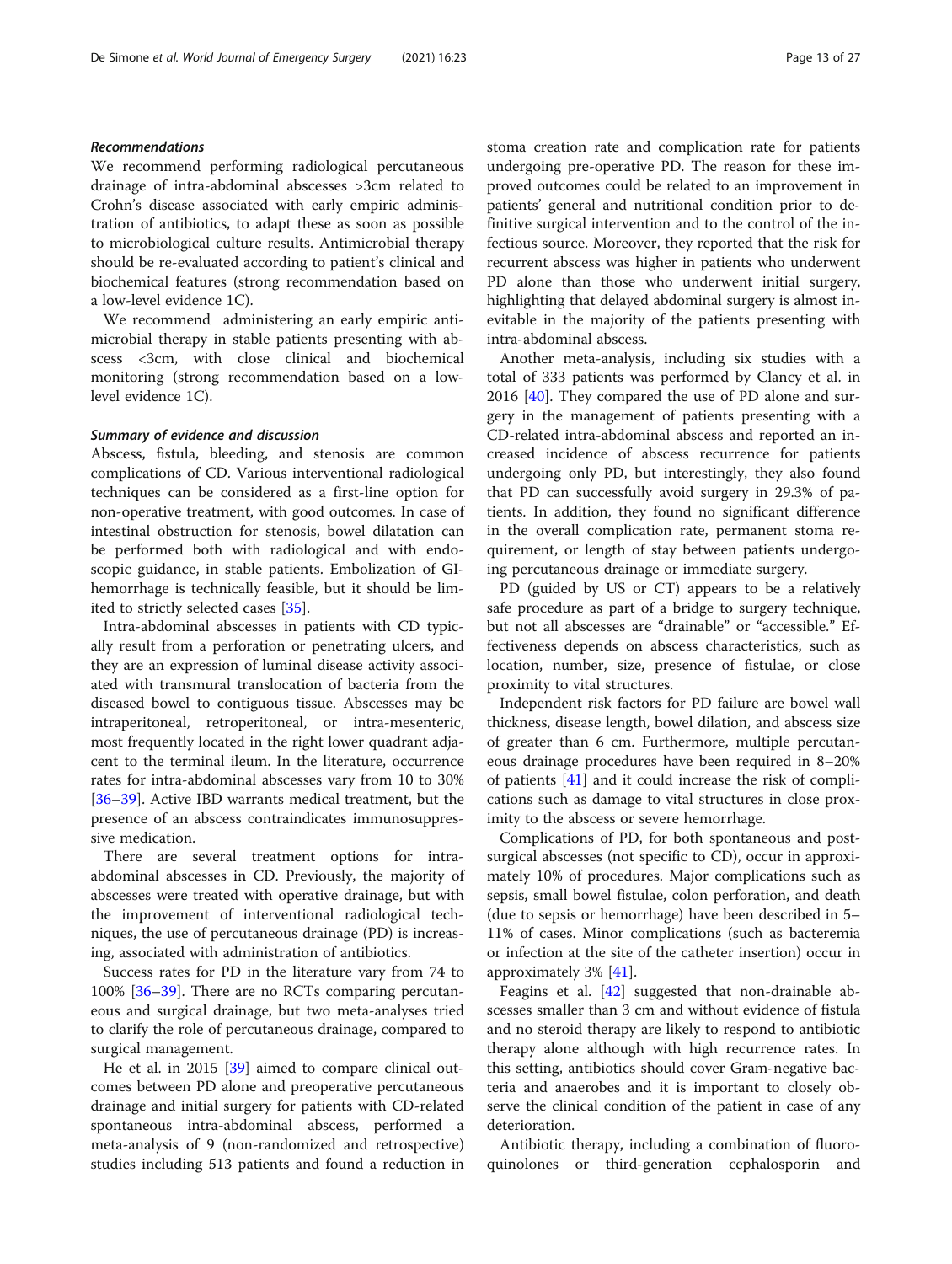#### *Recommendations*

We recommend performing radiological percutaneous drainage of intra-abdominal abscesses >3cm related to Crohn's disease associated with early empiric administration of antibiotics, to adapt these as soon as possible to microbiological culture results. Antimicrobial therapy should be re-evaluated according to patient's clinical and biochemical features (strong recommendation based on a low-level evidence 1C).

We recommend administering an early empiric antimicrobial therapy in stable patients presenting with abscess <3cm, with close clinical and biochemical monitoring (strong recommendation based on a low-level evidence 1C).

#### *Summary of evidence and discussion*

Abscess, fistula, bleeding, and stenosis are common complications of CD. Various interventional radiological techniques can be considered as a first-line option for non-operative treatment, with good outcomes. In case of intestinal obstruction for stenosis, bowel dilatation can be performed both with radiological and with endoscopic guidance, in stable patients. Embolization of GI-hemorrhage is technically feasible, but it should be limited to strictly selected cases [35].

Intra-abdominal abscesses in patients with CD typically result from a perforation or penetrating ulcers, and they are an expression of luminal disease activity associated with transmural translocation of bacteria from the diseased bowel to contiguous tissue. Abscesses may be intraperitoneal, retroperitoneal, or intra-mesenteric, most frequently located in the right lower quadrant adjacent to the terminal ileum. In the literature, occurrence rates for intra-abdominal abscesses vary from 10 to 30% [36–39]. Active IBD warrants medical treatment, but the presence of an abscess contraindicates immunosuppressive medication.

There are several treatment options for intra-abdominal abscesses in CD. Previously, the majority of abscesses were treated with operative drainage, but with the improvement of interventional radiological techniques, the use of percutaneous drainage (PD) is increasing, associated with administration of antibiotics.

Success rates for PD in the literature vary from 74 to 100% [36–39]. There are no RCTs comparing percutaneous and surgical drainage, but two meta-analyses tried to clarify the role of percutaneous drainage, compared to surgical management.

He et al. in 2015 [39] aimed to compare clinical outcomes between PD alone and preoperative percutaneous drainage and initial surgery for patients with CD-related spontaneous intra-abdominal abscess, performed a meta-analysis of 9 (non-randomized and retrospective) studies including 513 patients and found a reduction in stoma creation rate and complication rate for patients undergoing pre-operative PD. The reason for these improved outcomes could be related to an improvement in patients' general and nutritional condition prior to definitive surgical intervention and to the control of the infectious source. Moreover, they reported that the risk for recurrent abscess was higher in patients who underwent PD alone than those who underwent initial surgery, highlighting that delayed abdominal surgery is almost inevitable in the majority of the patients presenting with intra-abdominal abscess.

Another meta-analysis, including six studies with a total of 333 patients was performed by Clancy et al. in 2016 [40]. They compared the use of PD alone and surgery in the management of patients presenting with a CD-related intra-abdominal abscess and reported an increased incidence of abscess recurrence for patients undergoing only PD, but interestingly, they also found that PD can successfully avoid surgery in 29.3% of patients. In addition, they found no significant difference in the overall complication rate, permanent stoma requirement, or length of stay between patients undergoing percutaneous drainage or immediate surgery.

PD (guided by US or CT) appears to be a relatively safe procedure as part of a bridge to surgery technique, but not all abscesses are "drainable" or "accessible." Effectiveness depends on abscess characteristics, such as location, number, size, presence of fistulae, or close proximity to vital structures.

Independent risk factors for PD failure are bowel wall thickness, disease length, bowel dilation, and abscess size of greater than 6 cm. Furthermore, multiple percutaneous drainage procedures have been required in 8–20% of patients [41] and it could increase the risk of complications such as damage to vital structures in close proximity to the abscess or severe hemorrhage.

Complications of PD, for both spontaneous and post-surgical abscesses (not specific to CD), occur in approximately 10% of procedures. Major complications such as sepsis, small bowel fistulae, colon perforation, and death (due to sepsis or hemorrhage) have been described in 5–11% of cases. Minor complications (such as bacteremia or infection at the site of the catheter insertion) occur in approximately 3% [41].

Feagins et al. [42] suggested that non-drainable abscesses smaller than 3 cm and without evidence of fistula and no steroid therapy are likely to respond to antibiotic therapy alone although with high recurrence rates. In this setting, antibiotics should cover Gram-negative bacteria and anaerobes and it is important to closely observe the clinical condition of the patient in case of any deterioration.

Antibiotic therapy, including a combination of fluoroquinolones or third-generation cephalosporin and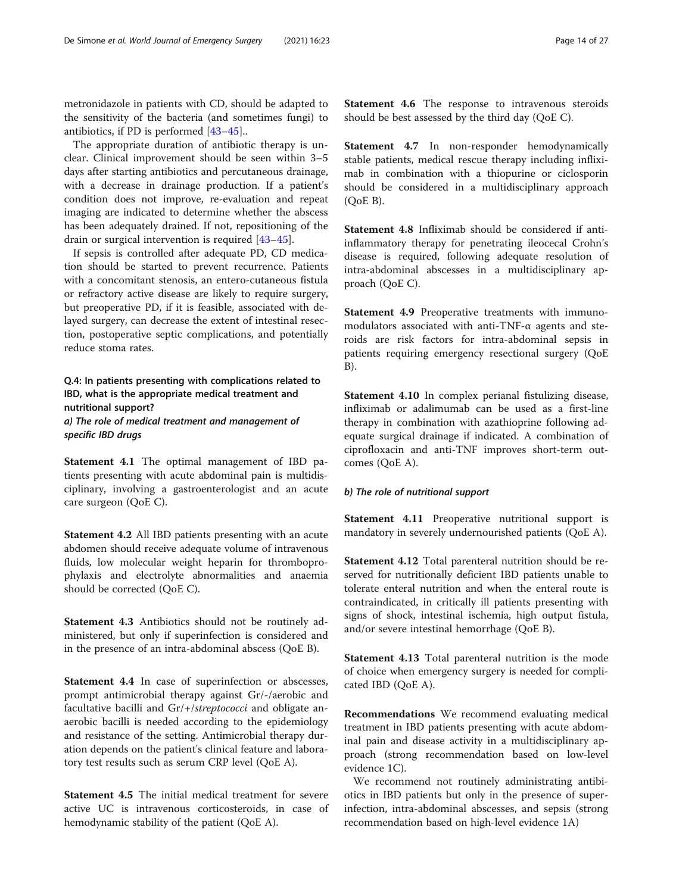metronidazole in patients with CD, should be adapted to the sensitivity of the bacteria (and sometimes fungi) to antibiotics, if PD is performed [43–45]..

The appropriate duration of antibiotic therapy is unclear. Clinical improvement should be seen within 3–5 days after starting antibiotics and percutaneous drainage, with a decrease in drainage production. If a patient's condition does not improve, re-evaluation and repeat imaging are indicated to determine whether the abscess has been adequately drained. If not, repositioning of the drain or surgical intervention is required [43–45].

If sepsis is controlled after adequate PD, CD medication should be started to prevent recurrence. Patients with a concomitant stenosis, an entero-cutaneous fistula or refractory active disease are likely to require surgery, but preoperative PD, if it is feasible, associated with delayed surgery, can decrease the extent of intestinal resection, postoperative septic complications, and potentially reduce stoma rates.

### Q.4: In patients presenting with complications related to IBD, what is the appropriate medical treatment and nutritional support?

#### *a) The role of medical treatment and management of specific IBD drugs*

**Statement 4.1** The optimal management of IBD patients presenting with acute abdominal pain is multidisciplinary, involving a gastroenterologist and an acute care surgeon (QoE C).

**Statement 4.2** All IBD patients presenting with an acute abdomen should receive adequate volume of intravenous fluids, low molecular weight heparin for thromboprophylaxis and electrolyte abnormalities and anaemia should be corrected (QoE C).

**Statement 4.3** Antibiotics should not be routinely administered, but only if superinfection is considered and in the presence of an intra-abdominal abscess (QoE B).

**Statement 4.4** In case of superinfection or abscesses, prompt antimicrobial therapy against Gr/-/aerobic and facultative bacilli and Gr/+/*streptococci* and obligate anaerobic bacilli is needed according to the epidemiology and resistance of the setting. Antimicrobial therapy duration depends on the patient's clinical feature and laboratory test results such as serum CRP level (QoE A).

**Statement 4.5** The initial medical treatment for severe active UC is intravenous corticosteroids, in case of hemodynamic stability of the patient (QoE A).

**Statement 4.6** The response to intravenous steroids should be best assessed by the third day (QoE C).

**Statement 4.7** In non-responder hemodynamically stable patients, medical rescue therapy including infliximab in combination with a thiopurine or ciclosporin should be considered in a multidisciplinary approach (QoE B).

**Statement 4.8** Infliximab should be considered if anti-inflammatory therapy for penetrating ileocecal Crohn's disease is required, following adequate resolution of intra-abdominal abscesses in a multidisciplinary approach (QoE C).

**Statement 4.9** Preoperative treatments with immunomodulators associated with anti-TNF-α agents and steroids are risk factors for intra-abdominal sepsis in patients requiring emergency resectional surgery (QoE B).

**Statement 4.10** In complex perianal fistulizing disease, infliximab or adalimumab can be used as a first-line therapy in combination with azathioprine following adequate surgical drainage if indicated. A combination of ciprofloxacin and anti-TNF improves short-term outcomes (QoE A).

#### *b) The role of nutritional support*

**Statement 4.11** Preoperative nutritional support is mandatory in severely undernourished patients (QoE A).

**Statement 4.12** Total parenteral nutrition should be reserved for nutritionally deficient IBD patients unable to tolerate enteral nutrition and when the enteral route is contraindicated, in critically ill patients presenting with signs of shock, intestinal ischemia, high output fistula, and/or severe intestinal hemorrhage (QoE B).

**Statement 4.13** Total parenteral nutrition is the mode of choice when emergency surgery is needed for complicated IBD (QoE A).

**Recommendations** We recommend evaluating medical treatment in IBD patients presenting with acute abdominal pain and disease activity in a multidisciplinary approach (strong recommendation based on low-level evidence 1C).

We recommend not routinely administrating antibiotics in IBD patients but only in the presence of superinfection, intra-abdominal abscesses, and sepsis (strong recommendation based on high-level evidence 1A)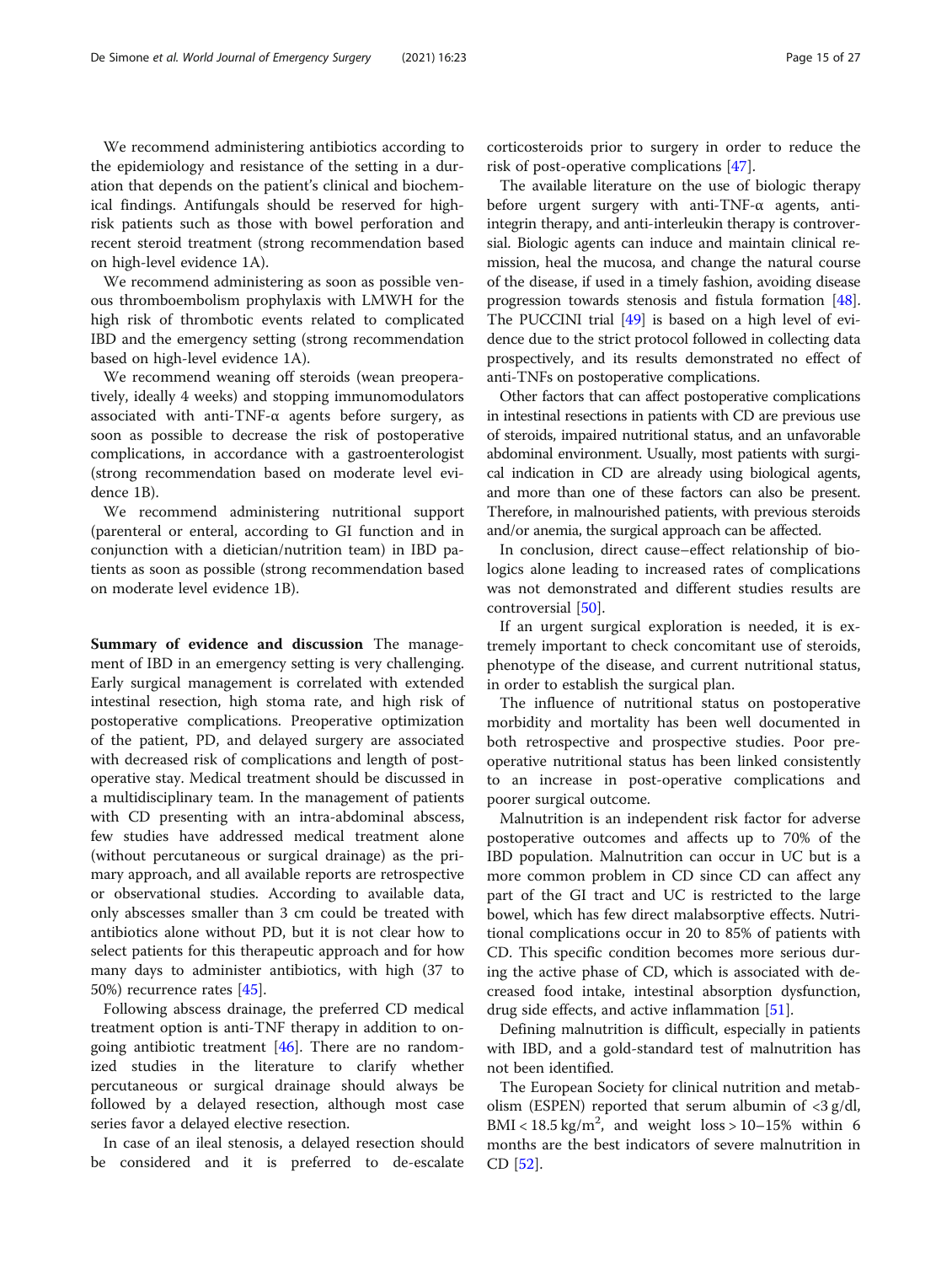We recommend administering antibiotics according to the epidemiology and resistance of the setting in a duration that depends on the patient's clinical and biochemical findings. Antifungals should be reserved for high-risk patients such as those with bowel perforation and recent steroid treatment (strong recommendation based on high-level evidence 1A).

We recommend administering as soon as possible venous thromboembolism prophylaxis with LMWH for the high risk of thrombotic events related to complicated IBD and the emergency setting (strong recommendation based on high-level evidence 1A).

We recommend weaning off steroids (wean preoperatively, ideally 4 weeks) and stopping immunomodulators associated with anti-TNF-α agents before surgery, as soon as possible to decrease the risk of postoperative complications, in accordance with a gastroenterologist (strong recommendation based on moderate level evidence 1B).

We recommend administering nutritional support (parenteral or enteral, according to GI function and in conjunction with a dietician/nutrition team) in IBD patients as soon as possible (strong recommendation based on moderate level evidence 1B).

**Summary of evidence and discussion** The management of IBD in an emergency setting is very challenging. Early surgical management is correlated with extended intestinal resection, high stoma rate, and high risk of postoperative complications. Preoperative optimization of the patient, PD, and delayed surgery are associated with decreased risk of complications and length of postoperative stay. Medical treatment should be discussed in a multidisciplinary team. In the management of patients with CD presenting with an intra-abdominal abscess, few studies have addressed medical treatment alone (without percutaneous or surgical drainage) as the primary approach, and all available reports are retrospective or observational studies. According to available data, only abscesses smaller than 3 cm could be treated with antibiotics alone without PD, but it is not clear how to select patients for this therapeutic approach and for how many days to administer antibiotics, with high (37 to 50%) recurrence rates [45].

Following abscess drainage, the preferred CD medical treatment option is anti-TNF therapy in addition to ongoing antibiotic treatment [46]. There are no randomized studies in the literature to clarify whether percutaneous or surgical drainage should always be followed by a delayed resection, although most case series favor a delayed elective resection.

In case of an ileal stenosis, a delayed resection should be considered and it is preferred to de-escalate corticosteroids prior to surgery in order to reduce the risk of post-operative complications [47].

The available literature on the use of biologic therapy before urgent surgery with anti-TNF-α agents, anti-integrin therapy, and anti-interleukin therapy is controversial. Biologic agents can induce and maintain clinical remission, heal the mucosa, and change the natural course of the disease, if used in a timely fashion, avoiding disease progression towards stenosis and fistula formation [48]. The PUCCINI trial [49] is based on a high level of evidence due to the strict protocol followed in collecting data prospectively, and its results demonstrated no effect of anti-TNFs on postoperative complications.

Other factors that can affect postoperative complications in intestinal resections in patients with CD are previous use of steroids, impaired nutritional status, and an unfavorable abdominal environment. Usually, most patients with surgical indication in CD are already using biological agents, and more than one of these factors can also be present. Therefore, in malnourished patients, with previous steroids and/or anemia, the surgical approach can be affected.

In conclusion, direct cause–effect relationship of biologics alone leading to increased rates of complications was not demonstrated and different studies results are controversial [50].

If an urgent surgical exploration is needed, it is extremely important to check concomitant use of steroids, phenotype of the disease, and current nutritional status, in order to establish the surgical plan.

The influence of nutritional status on postoperative morbidity and mortality has been well documented in both retrospective and prospective studies. Poor preoperative nutritional status has been linked consistently to an increase in post-operative complications and poorer surgical outcome.

Malnutrition is an independent risk factor for adverse postoperative outcomes and affects up to 70% of the IBD population. Malnutrition can occur in UC but is a more common problem in CD since CD can affect any part of the GI tract and UC is restricted to the large bowel, which has few direct malabsorptive effects. Nutritional complications occur in 20 to 85% of patients with CD. This specific condition becomes more serious during the active phase of CD, which is associated with decreased food intake, intestinal absorption dysfunction, drug side effects, and active inflammation [51].

Defining malnutrition is difficult, especially in patients with IBD, and a gold-standard test of malnutrition has not been identified.

The European Society for clinical nutrition and metabolism (ESPEN) reported that serum albumin of <3 g/dl, BMI < 18.5 kg/m$^2$, and weight loss > 10–15% within 6 months are the best indicators of severe malnutrition in CD [52].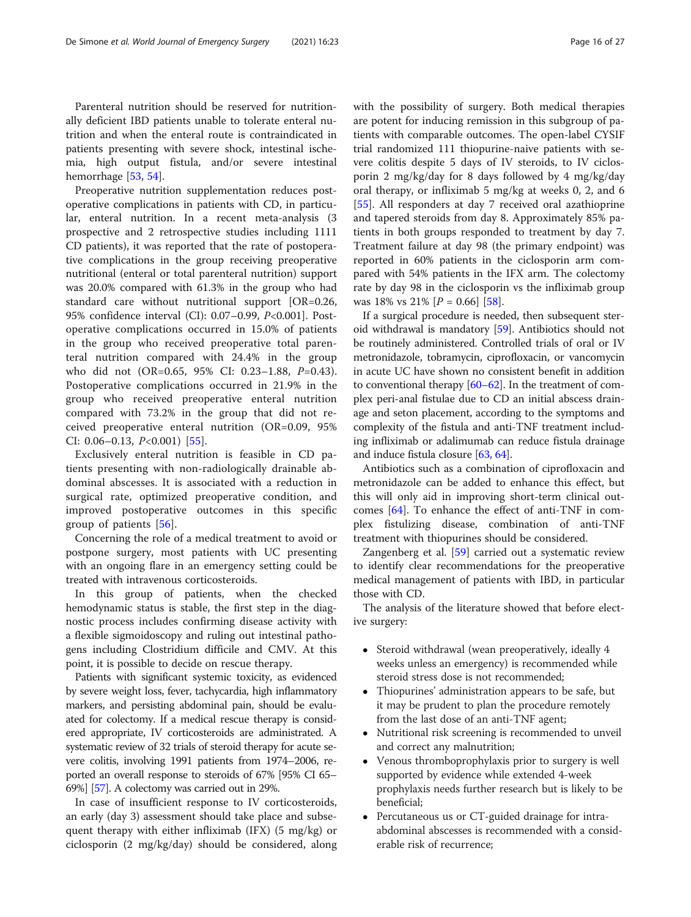Parenteral nutrition should be reserved for nutritionally deficient IBD patients unable to tolerate enteral nutrition and when the enteral route is contraindicated in patients presenting with severe shock, intestinal ischemia, high output fistula, and/or severe intestinal hemorrhage [53, 54].

Preoperative nutrition supplementation reduces postoperative complications in patients with CD, in particular, enteral nutrition. In a recent meta-analysis (3 prospective and 2 retrospective studies including 1111 CD patients), it was reported that the rate of postoperative complications in the group receiving preoperative nutritional (enteral or total parenteral nutrition) support was 20.0% compared with 61.3% in the group who had standard care without nutritional support [OR=0.26, 95% confidence interval (CI): 0.07–0.99, $P<0.001$]. Postoperative complications occurred in 15.0% of patients in the group who received preoperative total parenteral nutrition compared with 24.4% in the group who did not (OR=0.65, 95% CI: 0.23–1.88, $P=0.43$). Postoperative complications occurred in 21.9% in the group who received preoperative enteral nutrition compared with 73.2% in the group that did not receive preoperative enteral nutrition (OR=0.09, 95% CI: 0.06–0.13, $P<0.001$) [55].

Exclusively enteral nutrition is feasible in CD patients presenting with non-radiologically drainable abdominal abscesses. It is associated with a reduction in surgical rate, optimized preoperative condition, and improved postoperative outcomes in this specific group of patients [56].

Concerning the role of a medical treatment to avoid or postpone surgery, most patients with UC presenting with an ongoing flare in an emergency setting could be treated with intravenous corticosteroids.

In this group of patients, when the checked hemodynamic status is stable, the first step in the diagnostic process includes confirming disease activity with a flexible sigmoidoscopy and ruling out intestinal pathogens including Clostridium difficile and CMV. At this point, it is possible to decide on rescue therapy.

Patients with significant systemic toxicity, as evidenced by severe weight loss, fever, tachycardia, high inflammatory markers, and persisting abdominal pain, should be evaluated for colectomy. If a medical rescue therapy is considered appropriate, IV corticosteroids are administrated. A systematic review of 32 trials of steroid therapy for acute severe colitis, involving 1991 patients from 1974–2006, reported an overall response to steroids of 67% [95% CI 65–69%] [57]. A colectomy was carried out in 29%.

In case of insufficient response to IV corticosteroids, an early (day 3) assessment should take place and subsequent therapy with either infliximab (IFX) (5 mg/kg) or ciclosporin (2 mg/kg/day) should be considered, along with the possibility of surgery. Both medical therapies are potent for inducing remission in this subgroup of patients with comparable outcomes. The open-label CYSIF trial randomized 111 thiopurine-naive patients with severe colitis despite 5 days of IV steroids, to IV ciclosporin 2 mg/kg/day for 8 days followed by 4 mg/kg/day oral therapy, or infliximab 5 mg/kg at weeks 0, 2, and 6 [55]. All responders at day 7 received oral azathioprine and tapered steroids from day 8. Approximately 85% patients in both groups responded to treatment by day 7. Treatment failure at day 98 (the primary endpoint) was reported in 60% patients in the ciclosporin arm compared with 54% patients in the IFX arm. The colectomy rate by day 98 in the ciclosporin vs the infliximab group was 18% vs 21% [$P = 0.66$] [58].

If a surgical procedure is needed, then subsequent steroid withdrawal is mandatory [59]. Antibiotics should not be routinely administered. Controlled trials of oral or IV metronidazole, tobramycin, ciprofloxacin, or vancomycin in acute UC have shown no consistent benefit in addition to conventional therapy [60–62]. In the treatment of complex peri-anal fistulae due to CD an initial abscess drainage and seton placement, according to the symptoms and complexity of the fistula and anti-TNF treatment including infliximab or adalimumab can reduce fistula drainage and induce fistula closure [63, 64].

Antibiotics such as a combination of ciprofloxacin and metronidazole can be added to enhance this effect, but this will only aid in improving short-term clinical outcomes [64]. To enhance the effect of anti-TNF in complex fistulizing disease, combination of anti-TNF treatment with thiopurines should be considered.

Zangenberg et al. [59] carried out a systematic review to identify clear recommendations for the preoperative medical management of patients with IBD, in particular those with CD.

The analysis of the literature showed that before elective surgery:

- Steroid withdrawal (wean preoperatively, ideally 4 weeks unless an emergency) is recommended while steroid stress dose is not recommended;
- Thiopurines' administration appears to be safe, but it may be prudent to plan the procedure remotely from the last dose of an anti-TNF agent;
- Nutritional risk screening is recommended to unveil and correct any malnutrition;
- Venous thromboprophylaxis prior to surgery is well supported by evidence while extended 4-week prophylaxis needs further research but is likely to be beneficial;
- Percutaneous us or CT-guided drainage for intra-abdominal abscesses is recommended with a considerable risk of recurrence;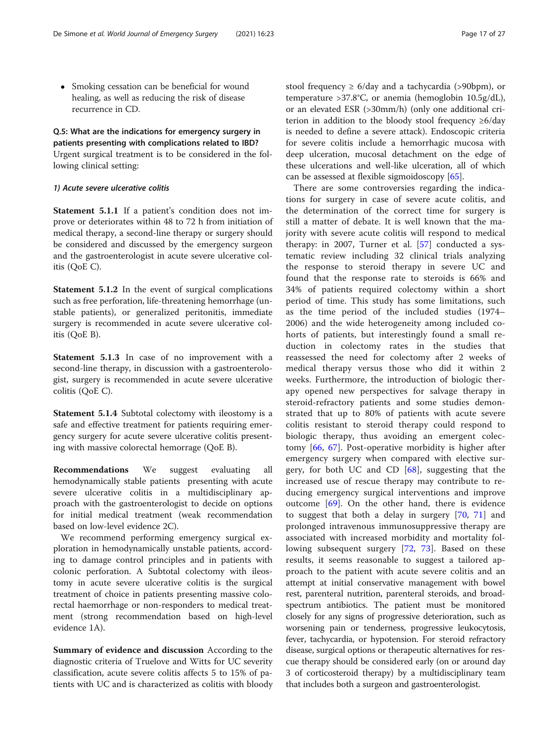- Smoking cessation can be beneficial for wound healing, as well as reducing the risk of disease recurrence in CD.

**Q.5: What are the indications for emergency surgery in patients presenting with complications related to IBD?**

Urgent surgical treatment is to be considered in the following clinical setting:

***1) Acute severe ulcerative colitis***

**Statement 5.1.1** If a patient's condition does not improve or deteriorates within 48 to 72 h from initiation of medical therapy, a second-line therapy or surgery should be considered and discussed by the emergency surgeon and the gastroenterologist in acute severe ulcerative colitis (QoE C).

**Statement 5.1.2** In the event of surgical complications such as free perforation, life-threatening hemorrhage (unstable patients), or generalized peritonitis, immediate surgery is recommended in acute severe ulcerative colitis (QoE B).

**Statement 5.1.3** In case of no improvement with a second-line therapy, in discussion with a gastroenterologist, surgery is recommended in acute severe ulcerative colitis (QoE C).

**Statement 5.1.4** Subtotal colectomy with ileostomy is a safe and effective treatment for patients requiring emergency surgery for acute severe ulcerative colitis presenting with massive colorectal hemorrage (QoE B).

**Recommendations** We suggest evaluating all hemodynamically stable patients presenting with acute severe ulcerative colitis in a multidisciplinary approach with the gastroenterologist to decide on options for initial medical treatment (weak recommendation based on low-level evidence 2C).

We recommend performing emergency surgical exploration in hemodynamically unstable patients, according to damage control principles and in patients with colonic perforation. A Subtotal colectomy with ileostomy in acute severe ulcerative colitis is the surgical treatment of choice in patients presenting massive colorectal haemorrhage or non-responders to medical treatment (strong recommendation based on high-level evidence 1A).

**Summary of evidence and discussion** According to the diagnostic criteria of Truelove and Witts for UC severity classification, acute severe colitis affects 5 to 15% of patients with UC and is characterized as colitis with bloody stool frequency ≥ 6/day and a tachycardia (>90bpm), or temperature >37.8°C, or anemia (hemoglobin 10.5g/dL), or an elevated ESR (>30mm/h) (only one additional criterion in addition to the bloody stool frequency ≥6/day is needed to define a severe attack). Endoscopic criteria for severe colitis include a hemorrhagic mucosa with deep ulceration, mucosal detachment on the edge of these ulcerations and well-like ulceration, all of which can be assessed at flexible sigmoidoscopy [65].

There are some controversies regarding the indications for surgery in case of severe acute colitis, and the determination of the correct time for surgery is still a matter of debate. It is well known that the majority with severe acute colitis will respond to medical therapy: in 2007, Turner et al. [57] conducted a systematic review including 32 clinical trials analyzing the response to steroid therapy in severe UC and found that the response rate to steroids is 66% and 34% of patients required colectomy within a short period of time. This study has some limitations, such as the time period of the included studies (1974–2006) and the wide heterogeneity among included cohorts of patients, but interestingly found a small reduction in colectomy rates in the studies that reassessed the need for colectomy after 2 weeks of medical therapy versus those who did it within 2 weeks. Furthermore, the introduction of biologic therapy opened new perspectives for salvage therapy in steroid-refractory patients and some studies demonstrated that up to 80% of patients with acute severe colitis resistant to steroid therapy could respond to biologic therapy, thus avoiding an emergent colectomy [66, 67]. Post-operative morbidity is higher after emergency surgery when compared with elective surgery, for both UC and CD [68], suggesting that the increased use of rescue therapy may contribute to reducing emergency surgical interventions and improve outcome [69]. On the other hand, there is evidence to suggest that both a delay in surgery [70, 71] and prolonged intravenous immunosuppressive therapy are associated with increased morbidity and mortality following subsequent surgery [72, 73]. Based on these results, it seems reasonable to suggest a tailored approach to the patient with acute severe colitis and an attempt at initial conservative management with bowel rest, parenteral nutrition, parenteral steroids, and broad-spectrum antibiotics. The patient must be monitored closely for any signs of progressive deterioration, such as worsening pain or tenderness, progressive leukocytosis, fever, tachycardia, or hypotension. For steroid refractory disease, surgical options or therapeutic alternatives for rescue therapy should be considered early (on or around day 3 of corticosteroid therapy) by a multidisciplinary team that includes both a surgeon and gastroenterologist.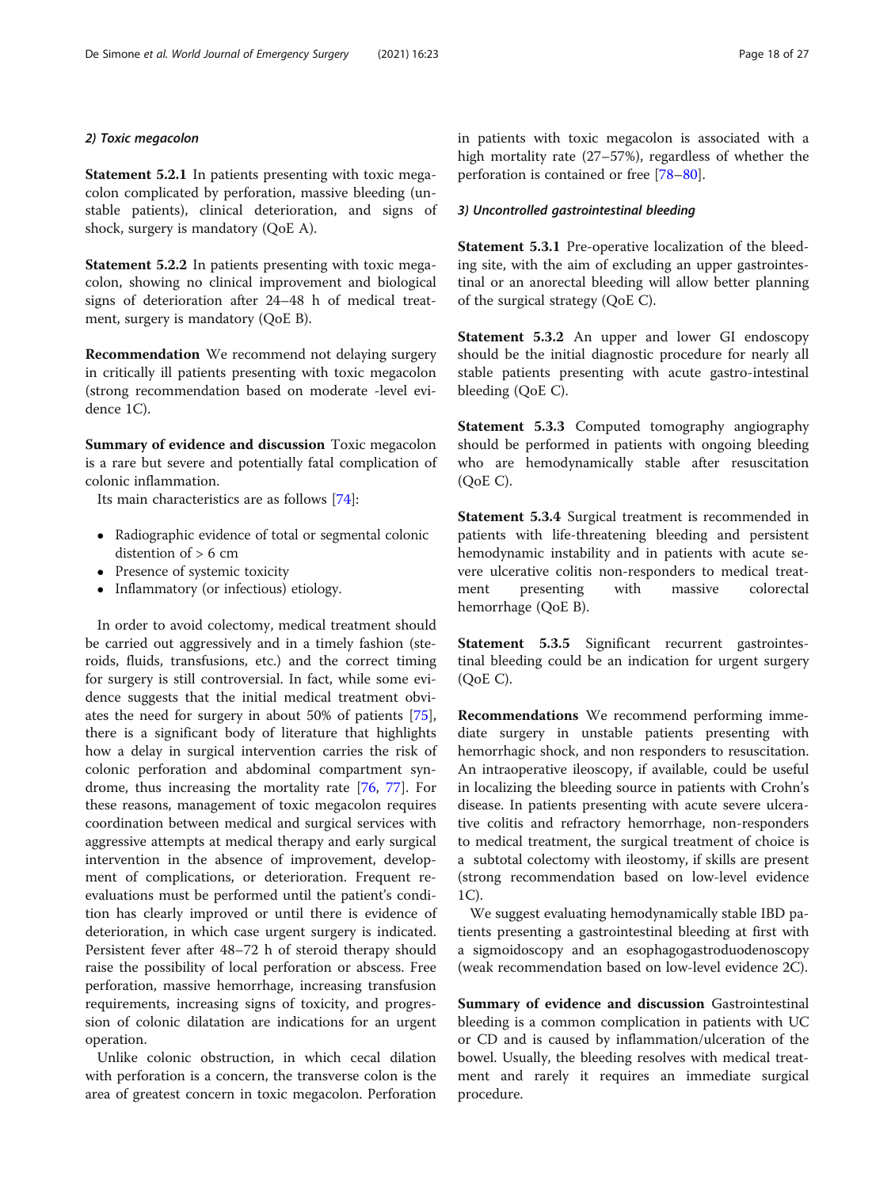### 2) Toxic megacolon

**Statement 5.2.1** In patients presenting with toxic megacolon complicated by perforation, massive bleeding (unstable patients), clinical deterioration, and signs of shock, surgery is mandatory (QoE A).

**Statement 5.2.2** In patients presenting with toxic megacolon, showing no clinical improvement and biological signs of deterioration after 24–48 h of medical treatment, surgery is mandatory (QoE B).

**Recommendation** We recommend not delaying surgery in critically ill patients presenting with toxic megacolon (strong recommendation based on moderate -level evidence 1C).

**Summary of evidence and discussion** Toxic megacolon is a rare but severe and potentially fatal complication of colonic inflammation.

Its main characteristics are as follows [74]:

- Radiographic evidence of total or segmental colonic distention of > 6 cm
- Presence of systemic toxicity
- Inflammatory (or infectious) etiology.

In order to avoid colectomy, medical treatment should be carried out aggressively and in a timely fashion (steroids, fluids, transfusions, etc.) and the correct timing for surgery is still controversial. In fact, while some evidence suggests that the initial medical treatment obviates the need for surgery in about 50% of patients [75], there is a significant body of literature that highlights how a delay in surgical intervention carries the risk of colonic perforation and abdominal compartment syndrome, thus increasing the mortality rate [76, 77]. For these reasons, management of toxic megacolon requires coordination between medical and surgical services with aggressive attempts at medical therapy and early surgical intervention in the absence of improvement, development of complications, or deterioration. Frequent reevaluations must be performed until the patient's condition has clearly improved or until there is evidence of deterioration, in which case urgent surgery is indicated. Persistent fever after 48–72 h of steroid therapy should raise the possibility of local perforation or abscess. Free perforation, massive hemorrhage, increasing transfusion requirements, increasing signs of toxicity, and progression of colonic dilatation are indications for an urgent operation.

Unlike colonic obstruction, in which cecal dilation with perforation is a concern, the transverse colon is the area of greatest concern in toxic megacolon. Perforation in patients with toxic megacolon is associated with a high mortality rate (27–57%), regardless of whether the perforation is contained or free [78–80].

### 3) Uncontrolled gastrointestinal bleeding

**Statement 5.3.1** Pre-operative localization of the bleeding site, with the aim of excluding an upper gastrointestinal or an anorectal bleeding will allow better planning of the surgical strategy (QoE C).

**Statement 5.3.2** An upper and lower GI endoscopy should be the initial diagnostic procedure for nearly all stable patients presenting with acute gastro-intestinal bleeding (QoE C).

**Statement 5.3.3** Computed tomography angiography should be performed in patients with ongoing bleeding who are hemodynamically stable after resuscitation (QoE C).

**Statement 5.3.4** Surgical treatment is recommended in patients with life-threatening bleeding and persistent hemodynamic instability and in patients with acute severe ulcerative colitis non-responders to medical treatment presenting with massive colorectal hemorrhage (QoE B).

**Statement 5.3.5** Significant recurrent gastrointestinal bleeding could be an indication for urgent surgery (QoE C).

**Recommendations** We recommend performing immediate surgery in unstable patients presenting with hemorrhagic shock, and non responders to resuscitation. An intraoperative ileoscopy, if available, could be useful in localizing the bleeding source in patients with Crohn's disease. In patients presenting with acute severe ulcerative colitis and refractory hemorrhage, non-responders to medical treatment, the surgical treatment of choice is a subtotal colectomy with ileostomy, if skills are present (strong recommendation based on low-level evidence 1C).

We suggest evaluating hemodynamically stable IBD patients presenting a gastrointestinal bleeding at first with a sigmoidoscopy and an esophagogastroduodenoscopy (weak recommendation based on low-level evidence 2C).

**Summary of evidence and discussion** Gastrointestinal bleeding is a common complication in patients with UC or CD and is caused by inflammation/ulceration of the bowel. Usually, the bleeding resolves with medical treatment and rarely it requires an immediate surgical procedure.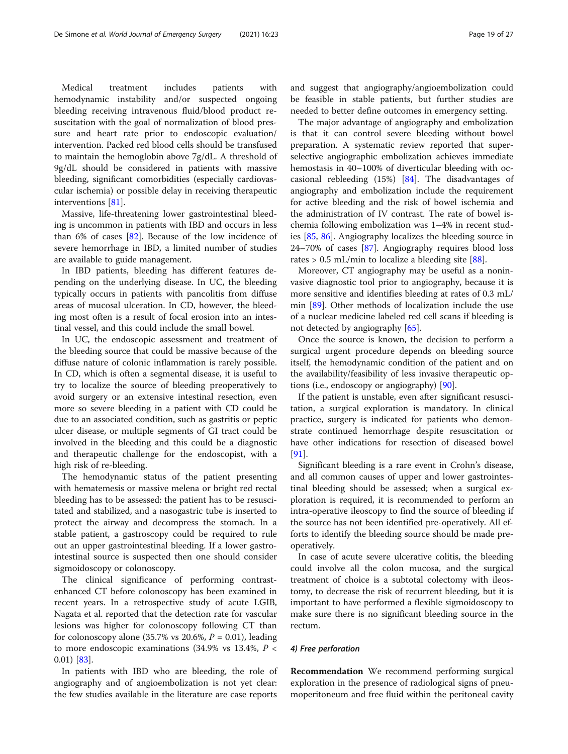Medical treatment includes patients with hemodynamic instability and/or suspected ongoing bleeding receiving intravenous fluid/blood product resuscitation with the goal of normalization of blood pressure and heart rate prior to endoscopic evaluation/intervention. Packed red blood cells should be transfused to maintain the hemoglobin above 7g/dL. A threshold of 9g/dL should be considered in patients with massive bleeding, significant comorbidities (especially cardiovascular ischemia) or possible delay in receiving therapeutic interventions [81].

Massive, life-threatening lower gastrointestinal bleeding is uncommon in patients with IBD and occurs in less than 6% of cases [82]. Because of the low incidence of severe hemorrhage in IBD, a limited number of studies are available to guide management.

In IBD patients, bleeding has different features depending on the underlying disease. In UC, the bleeding typically occurs in patients with pancolitis from diffuse areas of mucosal ulceration. In CD, however, the bleeding most often is a result of focal erosion into an intestinal vessel, and this could include the small bowel.

In UC, the endoscopic assessment and treatment of the bleeding source that could be massive because of the diffuse nature of colonic inflammation is rarely possible. In CD, which is often a segmental disease, it is useful to try to localize the source of bleeding preoperatively to avoid surgery or an extensive intestinal resection, even more so severe bleeding in a patient with CD could be due to an associated condition, such as gastritis or peptic ulcer disease, or multiple segments of GI tract could be involved in the bleeding and this could be a diagnostic and therapeutic challenge for the endoscopist, with a high risk of re-bleeding.

The hemodynamic status of the patient presenting with hematemesis or massive melena or bright red rectal bleeding has to be assessed: the patient has to be resuscitated and stabilized, and a nasogastric tube is inserted to protect the airway and decompress the stomach. In a stable patient, a gastroscopy could be required to rule out an upper gastrointestinal bleeding. If a lower gastrointestinal source is suspected then one should consider sigmoidoscopy or colonoscopy.

The clinical significance of performing contrast-enhanced CT before colonoscopy has been examined in recent years. In a retrospective study of acute LGIB, Nagata et al. reported that the detection rate for vascular lesions was higher for colonoscopy following CT than for colonoscopy alone (35.7% vs 20.6%, $P = 0.01$), leading to more endoscopic examinations (34.9% vs 13.4%, $P < 0.01$) [83].

In patients with IBD who are bleeding, the role of angiography and of angioembolization is not yet clear: the few studies available in the literature are case reports and suggest that angiography/angioembolization could be feasible in stable patients, but further studies are needed to better define outcomes in emergency setting.

The major advantage of angiography and embolization is that it can control severe bleeding without bowel preparation. A systematic review reported that superselective angiographic embolization achieves immediate hemostasis in 40–100% of diverticular bleeding with occasional rebleeding (15%) [84]. The disadvantages of angiography and embolization include the requirement for active bleeding and the risk of bowel ischemia and the administration of IV contrast. The rate of bowel ischemia following embolization was 1–4% in recent studies [85, 86]. Angiography localizes the bleeding source in 24–70% of cases [87]. Angiography requires blood loss rates > 0.5 mL/min to localize a bleeding site [88].

Moreover, CT angiography may be useful as a noninvasive diagnostic tool prior to angiography, because it is more sensitive and identifies bleeding at rates of 0.3 mL/min [89]. Other methods of localization include the use of a nuclear medicine labeled red cell scans if bleeding is not detected by angiography [65].

Once the source is known, the decision to perform a surgical urgent procedure depends on bleeding source itself, the hemodynamic condition of the patient and on the availability/feasibility of less invasive therapeutic options (i.e., endoscopy or angiography) [90].

If the patient is unstable, even after significant resuscitation, a surgical exploration is mandatory. In clinical practice, surgery is indicated for patients who demonstrate continued hemorrhage despite resuscitation or have other indications for resection of diseased bowel [91].

Significant bleeding is a rare event in Crohn's disease, and all common causes of upper and lower gastrointestinal bleeding should be assessed; when a surgical exploration is required, it is recommended to perform an intra-operative ileoscopy to find the source of bleeding if the source has not been identified pre-operatively. All efforts to identify the bleeding source should be made preoperatively.

In case of acute severe ulcerative colitis, the bleeding could involve all the colon mucosa, and the surgical treatment of choice is a subtotal colectomy with ileostomy, to decrease the risk of recurrent bleeding, but it is important to have performed a flexible sigmoidoscopy to make sure there is no significant bleeding source in the rectum.

#### *4) Free perforation*

**Recommendation** We recommend performing surgical exploration in the presence of radiological signs of pneumoperitoneum and free fluid within the peritoneal cavity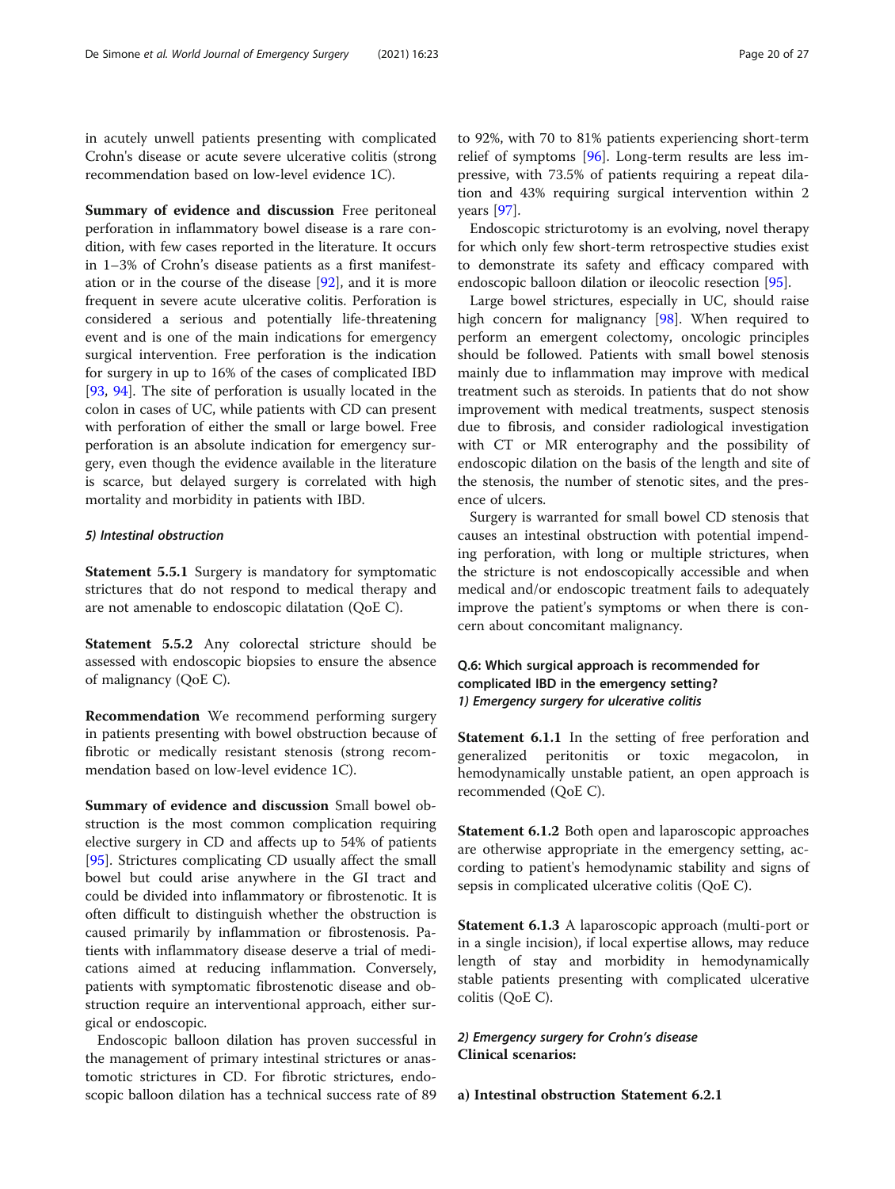in acutely unwell patients presenting with complicated Crohn's disease or acute severe ulcerative colitis (strong recommendation based on low-level evidence 1C).

**Summary of evidence and discussion** Free peritoneal perforation in inflammatory bowel disease is a rare condition, with few cases reported in the literature. It occurs in 1−3% of Crohn's disease patients as a first manifestation or in the course of the disease [92], and it is more frequent in severe acute ulcerative colitis. Perforation is considered a serious and potentially life-threatening event and is one of the main indications for emergency surgical intervention. Free perforation is the indication for surgery in up to 16% of the cases of complicated IBD [93, 94]. The site of perforation is usually located in the colon in cases of UC, while patients with CD can present with perforation of either the small or large bowel. Free perforation is an absolute indication for emergency surgery, even though the evidence available in the literature is scarce, but delayed surgery is correlated with high mortality and morbidity in patients with IBD.

#### *5) Intestinal obstruction*

**Statement 5.5.1** Surgery is mandatory for symptomatic strictures that do not respond to medical therapy and are not amenable to endoscopic dilatation (QoE C).

**Statement 5.5.2** Any colorectal stricture should be assessed with endoscopic biopsies to ensure the absence of malignancy (QoE C).

**Recommendation** We recommend performing surgery in patients presenting with bowel obstruction because of fibrotic or medically resistant stenosis (strong recommendation based on low-level evidence 1C).

**Summary of evidence and discussion** Small bowel obstruction is the most common complication requiring elective surgery in CD and affects up to 54% of patients [95]. Strictures complicating CD usually affect the small bowel but could arise anywhere in the GI tract and could be divided into inflammatory or fibrostenotic. It is often difficult to distinguish whether the obstruction is caused primarily by inflammation or fibrostenosis. Patients with inflammatory disease deserve a trial of medications aimed at reducing inflammation. Conversely, patients with symptomatic fibrostenotic disease and obstruction require an interventional approach, either surgical or endoscopic.

Endoscopic balloon dilation has proven successful in the management of primary intestinal strictures or anastomotic strictures in CD. For fibrotic strictures, endoscopic balloon dilation has a technical success rate of 89 to 92%, with 70 to 81% patients experiencing short-term relief of symptoms [96]. Long-term results are less impressive, with 73.5% of patients requiring a repeat dilation and 43% requiring surgical intervention within 2 years [97].

Endoscopic stricturotomy is an evolving, novel therapy for which only few short-term retrospective studies exist to demonstrate its safety and efficacy compared with endoscopic balloon dilation or ileocolic resection [95].

Large bowel strictures, especially in UC, should raise high concern for malignancy [98]. When required to perform an emergent colectomy, oncologic principles should be followed. Patients with small bowel stenosis mainly due to inflammation may improve with medical treatment such as steroids. In patients that do not show improvement with medical treatments, suspect stenosis due to fibrosis, and consider radiological investigation with CT or MR enterography and the possibility of endoscopic dilation on the basis of the length and site of the stenosis, the number of stenotic sites, and the presence of ulcers.

Surgery is warranted for small bowel CD stenosis that causes an intestinal obstruction with potential impending perforation, with long or multiple strictures, when the stricture is not endoscopically accessible and when medical and/or endoscopic treatment fails to adequately improve the patient's symptoms or when there is concern about concomitant malignancy.

### Q.6: Which surgical approach is recommended for complicated IBD in the emergency setting?

#### *1) Emergency surgery for ulcerative colitis*

**Statement 6.1.1** In the setting of free perforation and generalized peritonitis or toxic megacolon, in hemodynamically unstable patient, an open approach is recommended (QoE C).

**Statement 6.1.2** Both open and laparoscopic approaches are otherwise appropriate in the emergency setting, according to patient's hemodynamic stability and signs of sepsis in complicated ulcerative colitis (QoE C).

**Statement 6.1.3** A laparoscopic approach (multi-port or in a single incision), if local expertise allows, may reduce length of stay and morbidity in hemodynamically stable patients presenting with complicated ulcerative colitis (QoE C).

#### *2) Emergency surgery for Crohn's disease*

**Clinical scenarios:**

**a) Intestinal obstruction Statement 6.2.1**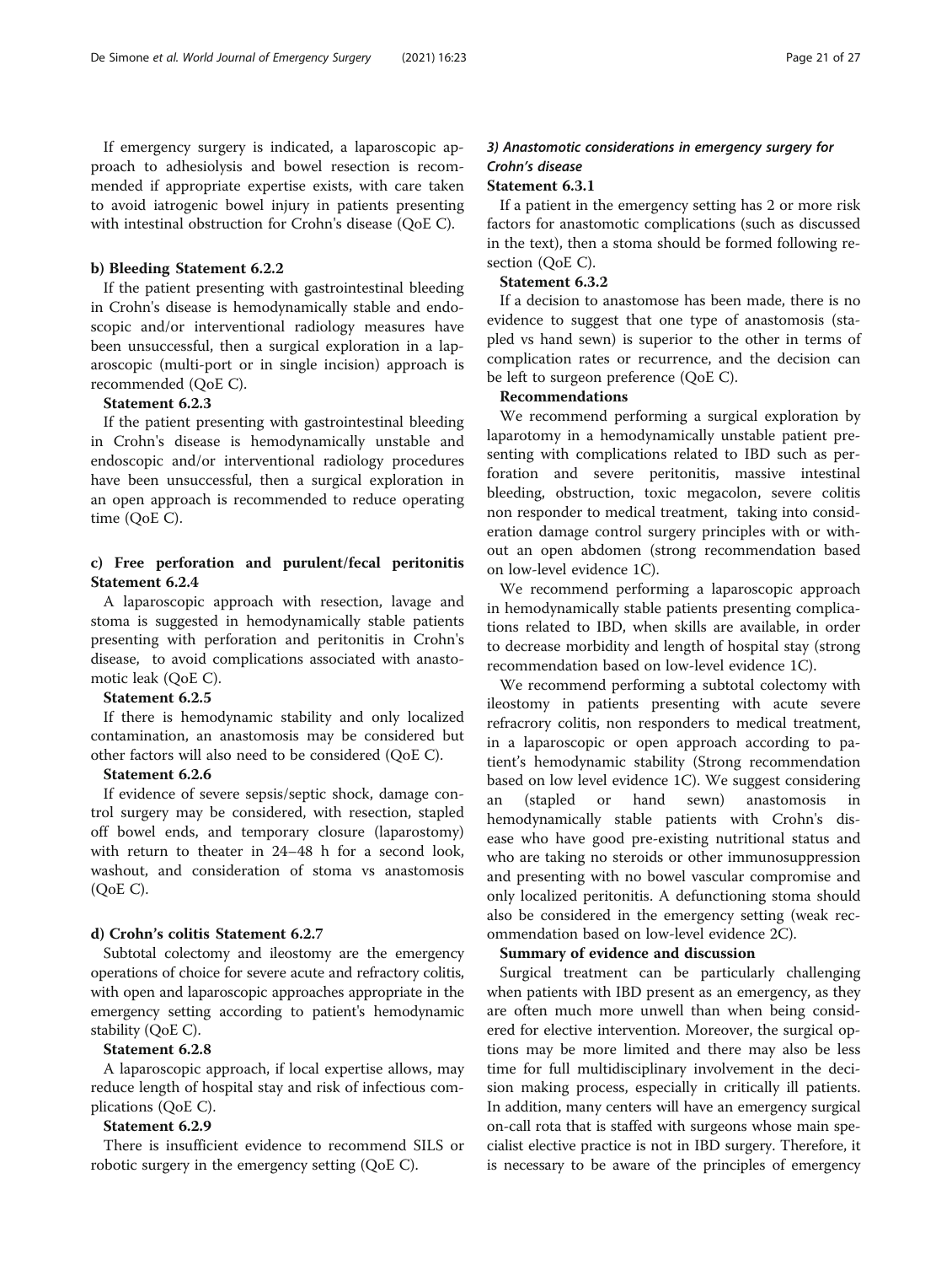If emergency surgery is indicated, a laparoscopic approach to adhesiolysis and bowel resection is recommended if appropriate expertise exists, with care taken to avoid iatrogenic bowel injury in patients presenting with intestinal obstruction for Crohn's disease (QoE C).

**b) Bleeding Statement 6.2.2**

If the patient presenting with gastrointestinal bleeding in Crohn's disease is hemodynamically stable and endoscopic and/or interventional radiology measures have been unsuccessful, then a surgical exploration in a laparoscopic (multi-port or in single incision) approach is recommended (QoE C).

**Statement 6.2.3**

If the patient presenting with gastrointestinal bleeding in Crohn's disease is hemodynamically unstable and endoscopic and/or interventional radiology procedures have been unsuccessful, then a surgical exploration in an open approach is recommended to reduce operating time (QoE C).

**c) Free perforation and purulent/fecal peritonitis Statement 6.2.4**

A laparoscopic approach with resection, lavage and stoma is suggested in hemodynamically stable patients presenting with perforation and peritonitis in Crohn's disease, to avoid complications associated with anastomotic leak (QoE C).

**Statement 6.2.5**

If there is hemodynamic stability and only localized contamination, an anastomosis may be considered but other factors will also need to be considered (QoE C).

**Statement 6.2.6**

If evidence of severe sepsis/septic shock, damage control surgery may be considered, with resection, stapled off bowel ends, and temporary closure (laparostomy) with return to theater in 24–48 h for a second look, washout, and consideration of stoma vs anastomosis (QoE C).

**d) Crohn's colitis Statement 6.2.7**

Subtotal colectomy and ileostomy are the emergency operations of choice for severe acute and refractory colitis, with open and laparoscopic approaches appropriate in the emergency setting according to patient's hemodynamic stability (QoE C).

**Statement 6.2.8**

A laparoscopic approach, if local expertise allows, may reduce length of hospital stay and risk of infectious complications (QoE C).

**Statement 6.2.9**

There is insufficient evidence to recommend SILS or robotic surgery in the emergency setting (QoE C).

### *3) Anastomotic considerations in emergency surgery for Crohn's disease*

**Statement 6.3.1**

If a patient in the emergency setting has 2 or more risk factors for anastomotic complications (such as discussed in the text), then a stoma should be formed following resection (QoE C).

**Statement 6.3.2**

If a decision to anastomose has been made, there is no evidence to suggest that one type of anastomosis (stapled vs hand sewn) is superior to the other in terms of complication rates or recurrence, and the decision can be left to surgeon preference (QoE C).

**Recommendations**

We recommend performing a surgical exploration by laparotomy in a hemodynamically unstable patient presenting with complications related to IBD such as perforation and severe peritonitis, massive intestinal bleeding, obstruction, toxic megacolon, severe colitis non responder to medical treatment, taking into consideration damage control surgery principles with or without an open abdomen (strong recommendation based on low-level evidence 1C).

We recommend performing a laparoscopic approach in hemodynamically stable patients presenting complications related to IBD, when skills are available, in order to decrease morbidity and length of hospital stay (strong recommendation based on low-level evidence 1C).

We recommend performing a subtotal colectomy with ileostomy in patients presenting with acute severe refracrory colitis, non responders to medical treatment, in a laparoscopic or open approach according to patient's hemodynamic stability (Strong recommendation based on low level evidence 1C). We suggest considering an (stapled or hand sewn) anastomosis in hemodynamically stable patients with Crohn's disease who have good pre-existing nutritional status and who are taking no steroids or other immunosuppression and presenting with no bowel vascular compromise and only localized peritonitis. A defunctioning stoma should also be considered in the emergency setting (weak recommendation based on low-level evidence 2C).

**Summary of evidence and discussion**

Surgical treatment can be particularly challenging when patients with IBD present as an emergency, as they are often much more unwell than when being considered for elective intervention. Moreover, the surgical options may be more limited and there may also be less time for full multidisciplinary involvement in the decision making process, especially in critically ill patients. In addition, many centers will have an emergency surgical on-call rota that is staffed with surgeons whose main specialist elective practice is not in IBD surgery. Therefore, it is necessary to be aware of the principles of emergency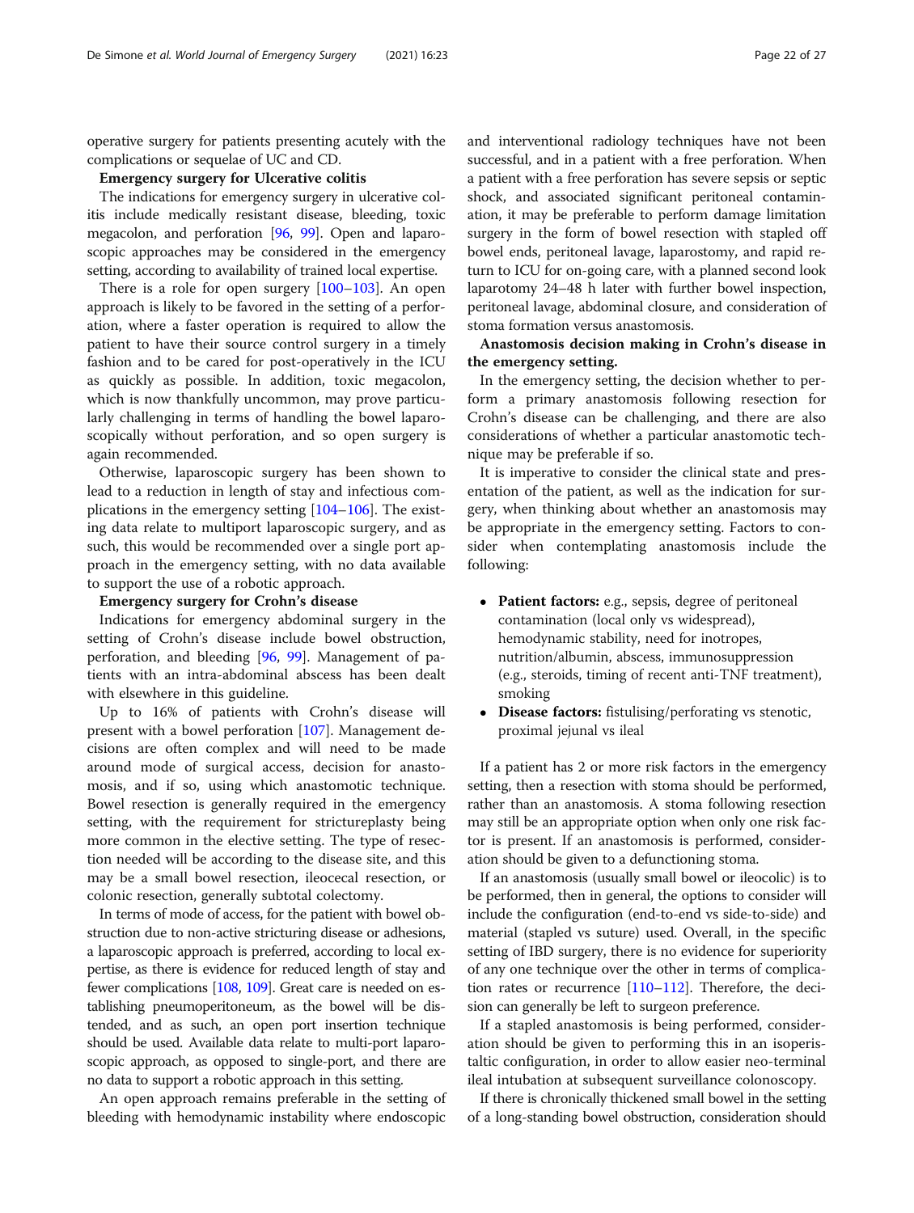operative surgery for patients presenting acutely with the complications or sequelae of UC and CD.

**Emergency surgery for Ulcerative colitis**

The indications for emergency surgery in ulcerative colitis include medically resistant disease, bleeding, toxic megacolon, and perforation [96, 99]. Open and laparoscopic approaches may be considered in the emergency setting, according to availability of trained local expertise.

There is a role for open surgery [100–103]. An open approach is likely to be favored in the setting of a perforation, where a faster operation is required to allow the patient to have their source control surgery in a timely fashion and to be cared for post-operatively in the ICU as quickly as possible. In addition, toxic megacolon, which is now thankfully uncommon, may prove particularly challenging in terms of handling the bowel laparoscopically without perforation, and so open surgery is again recommended.

Otherwise, laparoscopic surgery has been shown to lead to a reduction in length of stay and infectious complications in the emergency setting [104–106]. The existing data relate to multiport laparoscopic surgery, and as such, this would be recommended over a single port approach in the emergency setting, with no data available to support the use of a robotic approach.

**Emergency surgery for Crohn's disease**

Indications for emergency abdominal surgery in the setting of Crohn's disease include bowel obstruction, perforation, and bleeding [96, 99]. Management of patients with an intra-abdominal abscess has been dealt with elsewhere in this guideline.

Up to 16% of patients with Crohn's disease will present with a bowel perforation [107]. Management decisions are often complex and will need to be made around mode of surgical access, decision for anastomosis, and if so, using which anastomotic technique. Bowel resection is generally required in the emergency setting, with the requirement for strictureplasty being more common in the elective setting. The type of resection needed will be according to the disease site, and this may be a small bowel resection, ileocecal resection, or colonic resection, generally subtotal colectomy.

In terms of mode of access, for the patient with bowel obstruction due to non-active stricturing disease or adhesions, a laparoscopic approach is preferred, according to local expertise, as there is evidence for reduced length of stay and fewer complications [108, 109]. Great care is needed on establishing pneumoperitoneum, as the bowel will be distended, and as such, an open port insertion technique should be used. Available data relate to multi-port laparoscopic approach, as opposed to single-port, and there are no data to support a robotic approach in this setting.

An open approach remains preferable in the setting of bleeding with hemodynamic instability where endoscopic and interventional radiology techniques have not been successful, and in a patient with a free perforation. When a patient with a free perforation has severe sepsis or septic shock, and associated significant peritoneal contamination, it may be preferable to perform damage limitation surgery in the form of bowel resection with stapled off bowel ends, peritoneal lavage, laparostomy, and rapid return to ICU for on-going care, with a planned second look laparotomy 24–48 h later with further bowel inspection, peritoneal lavage, abdominal closure, and consideration of stoma formation versus anastomosis.

**Anastomosis decision making in Crohn's disease in the emergency setting.**

In the emergency setting, the decision whether to perform a primary anastomosis following resection for Crohn's disease can be challenging, and there are also considerations of whether a particular anastomotic technique may be preferable if so.

It is imperative to consider the clinical state and presentation of the patient, as well as the indication for surgery, when thinking about whether an anastomosis may be appropriate in the emergency setting. Factors to consider when contemplating anastomosis include the following:

- **Patient factors:** e.g., sepsis, degree of peritoneal contamination (local only vs widespread), hemodynamic stability, need for inotropes, nutrition/albumin, abscess, immunosuppression (e.g., steroids, timing of recent anti-TNF treatment), smoking
- **Disease factors:** fistulising/perforating vs stenotic, proximal jejunal vs ileal

If a patient has 2 or more risk factors in the emergency setting, then a resection with stoma should be performed, rather than an anastomosis. A stoma following resection may still be an appropriate option when only one risk factor is present. If an anastomosis is performed, consideration should be given to a defunctioning stoma.

If an anastomosis (usually small bowel or ileocolic) is to be performed, then in general, the options to consider will include the configuration (end-to-end vs side-to-side) and material (stapled vs suture) used. Overall, in the specific setting of IBD surgery, there is no evidence for superiority of any one technique over the other in terms of complication rates or recurrence [110–112]. Therefore, the decision can generally be left to surgeon preference.

If a stapled anastomosis is being performed, consideration should be given to performing this in an isoperistaltic configuration, in order to allow easier neo-terminal ileal intubation at subsequent surveillance colonoscopy.

If there is chronically thickened small bowel in the setting of a long-standing bowel obstruction, consideration should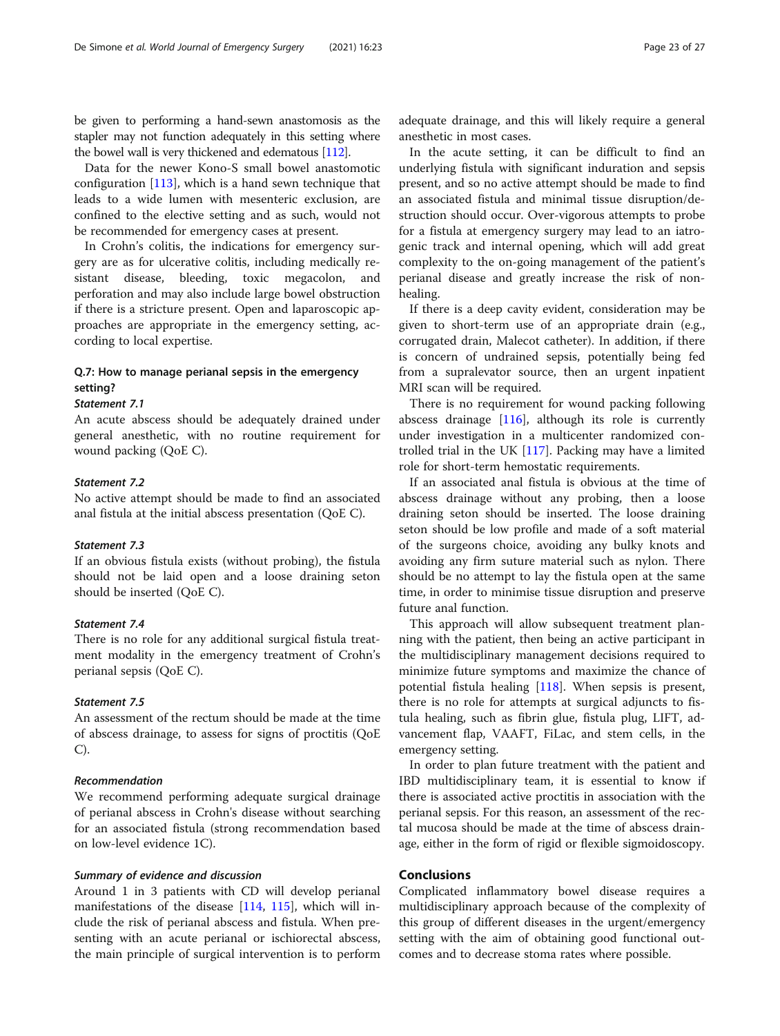be given to performing a hand-sewn anastomosis as the stapler may not function adequately in this setting where the bowel wall is very thickened and edematous [112].

Data for the newer Kono-S small bowel anastomotic configuration [113], which is a hand sewn technique that leads to a wide lumen with mesenteric exclusion, are confined to the elective setting and as such, would not be recommended for emergency cases at present.

In Crohn's colitis, the indications for emergency surgery are as for ulcerative colitis, including medically resistant disease, bleeding, toxic megacolon, and perforation and may also include large bowel obstruction if there is a stricture present. Open and laparoscopic approaches are appropriate in the emergency setting, according to local expertise.

### Q.7: How to manage perianal sepsis in the emergency setting?

#### *Statement 7.1*

An acute abscess should be adequately drained under general anesthetic, with no routine requirement for wound packing (QoE C).

#### *Statement 7.2*

No active attempt should be made to find an associated anal fistula at the initial abscess presentation (QoE C).

#### *Statement 7.3*

If an obvious fistula exists (without probing), the fistula should not be laid open and a loose draining seton should be inserted (QoE C).

#### *Statement 7.4*

There is no role for any additional surgical fistula treatment modality in the emergency treatment of Crohn's perianal sepsis (QoE C).

#### *Statement 7.5*

An assessment of the rectum should be made at the time of abscess drainage, to assess for signs of proctitis (QoE C).

#### *Recommendation*

We recommend performing adequate surgical drainage of perianal abscess in Crohn's disease without searching for an associated fistula (strong recommendation based on low-level evidence 1C).

#### *Summary of evidence and discussion*

Around 1 in 3 patients with CD will develop perianal manifestations of the disease [114, 115], which will include the risk of perianal abscess and fistula. When presenting with an acute perianal or ischiorectal abscess, the main principle of surgical intervention is to perform adequate drainage, and this will likely require a general anesthetic in most cases.

In the acute setting, it can be difficult to find an underlying fistula with significant induration and sepsis present, and so no active attempt should be made to find an associated fistula and minimal tissue disruption/destruction should occur. Over-vigorous attempts to probe for a fistula at emergency surgery may lead to an iatrogenic track and internal opening, which will add great complexity to the on-going management of the patient's perianal disease and greatly increase the risk of non-healing.

If there is a deep cavity evident, consideration may be given to short-term use of an appropriate drain (e.g., corrugated drain, Malecot catheter). In addition, if there is concern of undrained sepsis, potentially being fed from a supralevator source, then an urgent inpatient MRI scan will be required.

There is no requirement for wound packing following abscess drainage [116], although its role is currently under investigation in a multicenter randomized controlled trial in the UK [117]. Packing may have a limited role for short-term hemostatic requirements.

If an associated anal fistula is obvious at the time of abscess drainage without any probing, then a loose draining seton should be inserted. The loose draining seton should be low profile and made of a soft material of the surgeons choice, avoiding any bulky knots and avoiding any firm suture material such as nylon. There should be no attempt to lay the fistula open at the same time, in order to minimise tissue disruption and preserve future anal function.

This approach will allow subsequent treatment planning with the patient, then being an active participant in the multidisciplinary management decisions required to minimize future symptoms and maximize the chance of potential fistula healing [118]. When sepsis is present, there is no role for attempts at surgical adjuncts to fistula healing, such as fibrin glue, fistula plug, LIFT, advancement flap, VAAFT, FiLac, and stem cells, in the emergency setting.

In order to plan future treatment with the patient and IBD multidisciplinary team, it is essential to know if there is associated active proctitis in association with the perianal sepsis. For this reason, an assessment of the rectal mucosa should be made at the time of abscess drainage, either in the form of rigid or flexible sigmoidoscopy.

## Conclusions

Complicated inflammatory bowel disease requires a multidisciplinary approach because of the complexity of this group of different diseases in the urgent/emergency setting with the aim of obtaining good functional outcomes and to decrease stoma rates where possible.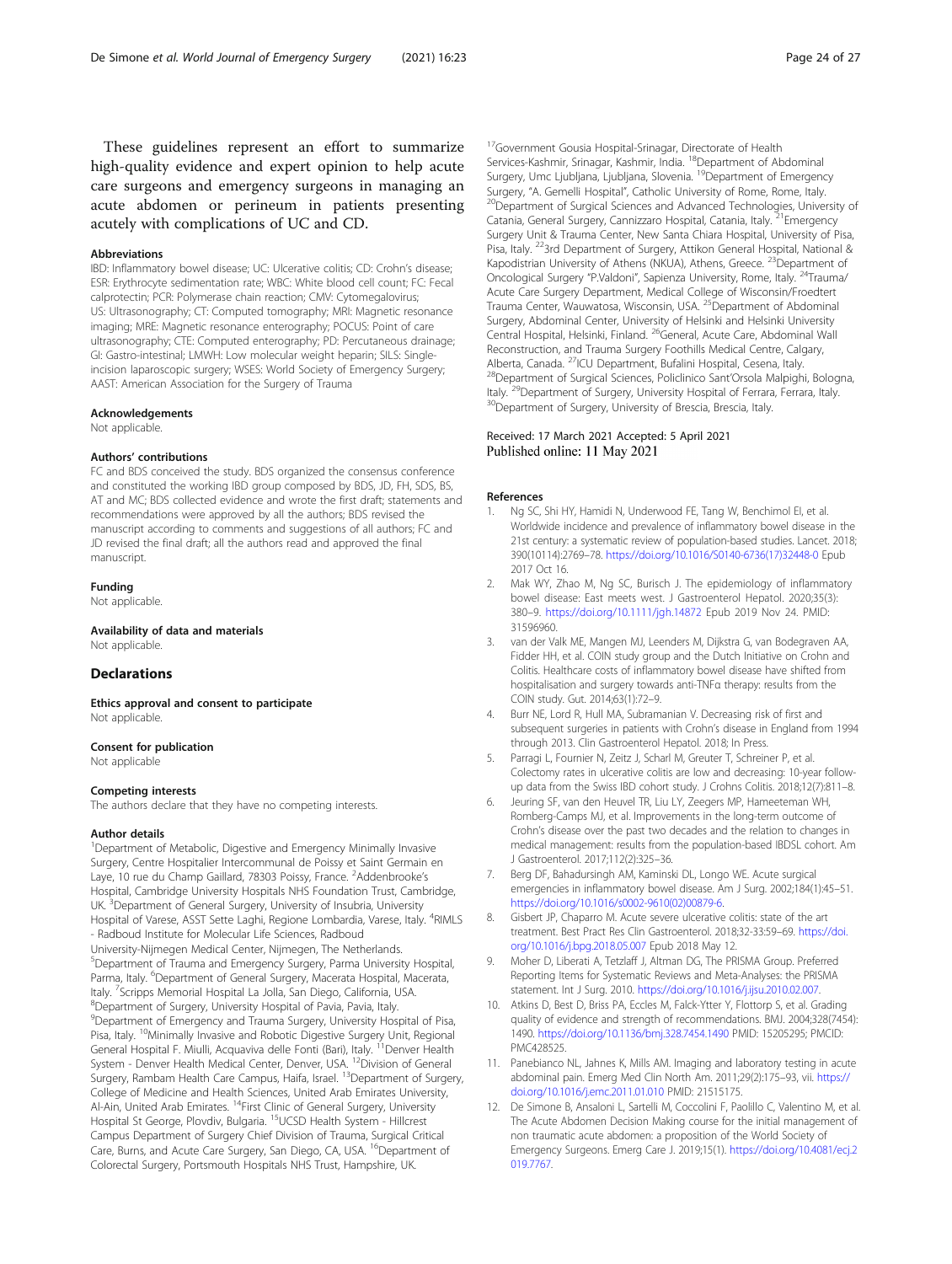These guidelines represent an effort to summarize high-quality evidence and expert opinion to help acute care surgeons and emergency surgeons in managing an acute abdomen or perineum in patients presenting acutely with complications of UC and CD.

### Abbreviations

IBD: Inflammatory bowel disease; UC: Ulcerative colitis; CD: Crohn's disease; ESR: Erythrocyte sedimentation rate; WBC: White blood cell count; FC: Fecal calprotectin; PCR: Polymerase chain reaction; CMV: Cytomegalovirus; US: Ultrasonography; CT: Computed tomography; MRI: Magnetic resonance imaging; MRE: Magnetic resonance enterography; POCUS: Point of care ultrasonography; CTE: Computed enterography; PD: Percutaneous drainage; GI: Gastro-intestinal; LMWH: Low molecular weight heparin; SILS: Single-incision laparoscopic surgery; WSES: World Society of Emergency Surgery; AAST: American Association for the Surgery of Trauma

### Acknowledgements

Not applicable.

### Authors' contributions

FC and BDS conceived the study. BDS organized the consensus conference and constituted the working IBD group composed by BDS, JD, FH, SDS, BS, AT and MC; BDS collected evidence and wrote the first draft; statements and recommendations were approved by all the authors; BDS revised the manuscript according to comments and suggestions of all authors; FC and JD revised the final draft; all the authors read and approved the final manuscript.

### Funding

Not applicable.

### Availability of data and materials

Not applicable.

## Declarations

### Ethics approval and consent to participate

Not applicable.

### Consent for publication

Not applicable

### Competing interests

The authors declare that they have no competing interests.

### Author details

[1]Department of Metabolic, Digestive and Emergency Minimally Invasive Surgery, Centre Hospitalier Intercommunal de Poissy et Saint Germain en Laye, 10 rue du Champ Gaillard, 78303 Poissy, France. [2]Addenbrooke's Hospital, Cambridge University Hospitals NHS Foundation Trust, Cambridge, UK. [3]Department of General Surgery, University of Insubria, University Hospital of Varese, ASST Sette Laghi, Regione Lombardia, Varese, Italy. [4]RIMLS - Radboud Institute for Molecular Life Sciences, Radboud University-Nijmegen Medical Center, Nijmegen, The Netherlands. [5]Department of Trauma and Emergency Surgery, Parma University Hospital, Parma, Italy. [6]Department of General Surgery, Macerata Hospital, Macerata, Italy. [7]Scripps Memorial Hospital La Jolla, San Diego, California, USA. [8]Department of Surgery, University Hospital of Pavia, Pavia, Italy. [9]Department of Emergency and Trauma Surgery, University Hospital of Pisa, Pisa, Italy. [10]Minimally Invasive and Robotic Digestive Surgery Unit, Regional General Hospital F. Miulli, Acquaviva delle Fonti (Bari), Italy. [11]Denver Health System - Denver Health Medical Center, Denver, USA. [12]Division of General Surgery, Rambam Health Care Campus, Haifa, Israel. [13]Department of Surgery, College of Medicine and Health Sciences, United Arab Emirates University, Al-Ain, United Arab Emirates. [14]First Clinic of General Surgery, University Hospital St George, Plovdiv, Bulgaria. [15]UCSD Health System - Hillcrest Campus Department of Surgery Chief Division of Trauma, Surgical Critical Care, Burns, and Acute Care Surgery, San Diego, CA, USA. [16]Department of Colorectal Surgery, Portsmouth Hospitals NHS Trust, Hampshire, UK. [17]Government Gousia Hospital-Srinagar, Directorate of Health Services-Kashmir, Srinagar, Kashmir, India. [18]Department of Abdominal Surgery, Umc Ljubljana, Ljubljana, Slovenia. [19]Department of Emergency Surgery, "A. Gemelli Hospital", Catholic University of Rome, Rome, Italy. [20]Department of Surgical Sciences and Advanced Technologies, University of Catania, General Surgery, Cannizzaro Hospital, Catania, Italy. [21]Emergency Surgery Unit & Trauma Center, New Santa Chiara Hospital, University of Pisa, Pisa, Italy. [22]3rd Department of Surgery, Attikon General Hospital, National & Kapodistrian University of Athens (NKUA), Athens, Greece. [23]Department of Oncological Surgery "P.Valdoni", Sapienza University, Rome, Italy. [24]Trauma/Acute Care Surgery Department, Medical College of Wisconsin/Froedtert Trauma Center, Wauwatosa, Wisconsin, USA. [25]Department of Abdominal Surgery, Abdominal Center, University of Helsinki and Helsinki University Central Hospital, Helsinki, Finland. [26]General, Acute Care, Abdominal Wall Reconstruction, and Trauma Surgery Foothills Medical Centre, Calgary, Alberta, Canada. [27]ICU Department, Bufalini Hospital, Cesena, Italy. [28]Department of Surgical Sciences, Policlinico Sant'Orsola Malpighi, Bologna, Italy. [29]Department of Surgery, University Hospital of Ferrara, Ferrara, Italy. [30]Department of Surgery, University of Brescia, Brescia, Italy.

Received: 17 March 2021 Accepted: 5 April 2021
Published online: 11 May 2021

### References

1. Ng SC, Shi HY, Hamidi N, Underwood FE, Tang W, Benchimol EI, et al. Worldwide incidence and prevalence of inflammatory bowel disease in the 21st century: a systematic review of population-based studies. Lancet. 2018; 390(10114):2769–78. https://doi.org/10.1016/S0140-6736(17)32448-0 Epub 2017 Oct 16.
2. Mak WY, Zhao M, Ng SC, Burisch J. The epidemiology of inflammatory bowel disease: East meets west. J Gastroenterol Hepatol. 2020;35(3): 380–9. https://doi.org/10.1111/jgh.14872 Epub 2019 Nov 24. PMID: 31596960.
3. van der Valk ME, Mangen MJ, Leenders M, Dijkstra G, van Bodegraven AA, Fidder HH, et al. COIN study group and the Dutch Initiative on Crohn and Colitis. Healthcare costs of inflammatory bowel disease have shifted from hospitalisation and surgery towards anti-TNFα therapy: results from the COIN study. Gut. 2014;63(1):72–9.
4. Burr NE, Lord R, Hull MA, Subramanian V. Decreasing risk of first and subsequent surgeries in patients with Crohn's disease in England from 1994 through 2013. Clin Gastroenterol Hepatol. 2018; In Press.
5. Parragi L, Fournier N, Zeitz J, Scharl M, Greuter T, Schreiner P, et al. Colectomy rates in ulcerative colitis are low and decreasing: 10-year follow-up data from the Swiss IBD cohort study. J Crohns Colitis. 2018;12(7):811–8.
6. Jeuring SF, van den Heuvel TR, Liu LY, Zeegers MP, Hameeteman WH, Romberg-Camps MJ, et al. Improvements in the long-term outcome of Crohn's disease over the past two decades and the relation to changes in medical management: results from the population-based IBDSL cohort. Am J Gastroenterol. 2017;112(2):325–36.
7. Berg DF, Bahadursingh AM, Kaminski DL, Longo WE. Acute surgical emergencies in inflammatory bowel disease. Am J Surg. 2002;184(1):45–51. https://doi.org/10.1016/s0002-9610(02)00879-6.
8. Gisbert JP, Chaparro M. Acute severe ulcerative colitis: state of the art treatment. Best Pract Res Clin Gastroenterol. 2018;32-33:59–69. https://doi.org/10.1016/j.bpg.2018.05.007 Epub 2018 May 12.
9. Moher D, Liberati A, Tetzlaff J, Altman DG, The PRISMA Group. Preferred Reporting Items for Systematic Reviews and Meta-Analyses: the PRISMA statement. Int J Surg. 2010. https://doi.org/10.1016/j.ijsu.2010.02.007.
10. Atkins D, Best D, Briss PA, Eccles M, Falck-Ytter Y, Flottorp S, et al. Grading quality of evidence and strength of recommendations. BMJ. 2004;328(7454): 1490. https://doi.org/10.1136/bmj.328.7454.1490 PMID: 15205295; PMCID: PMC428525.
11. Panebianco NL, Jahnes K, Mills AM. Imaging and laboratory testing in acute abdominal pain. Emerg Med Clin North Am. 2011;29(2):175–93, vii. https://doi.org/10.1016/j.emc.2011.01.010 PMID: 21515175.
12. De Simone B, Ansaloni L, Sartelli M, Coccolini F, Paolillo C, Valentino M, et al. The Acute Abdomen Decision Making course for the initial management of non traumatic acute abdomen: a proposition of the World Society of Emergency Surgeons. Emerg Care J. 2019;15(1). https://doi.org/10.4081/ecj.2019.7767.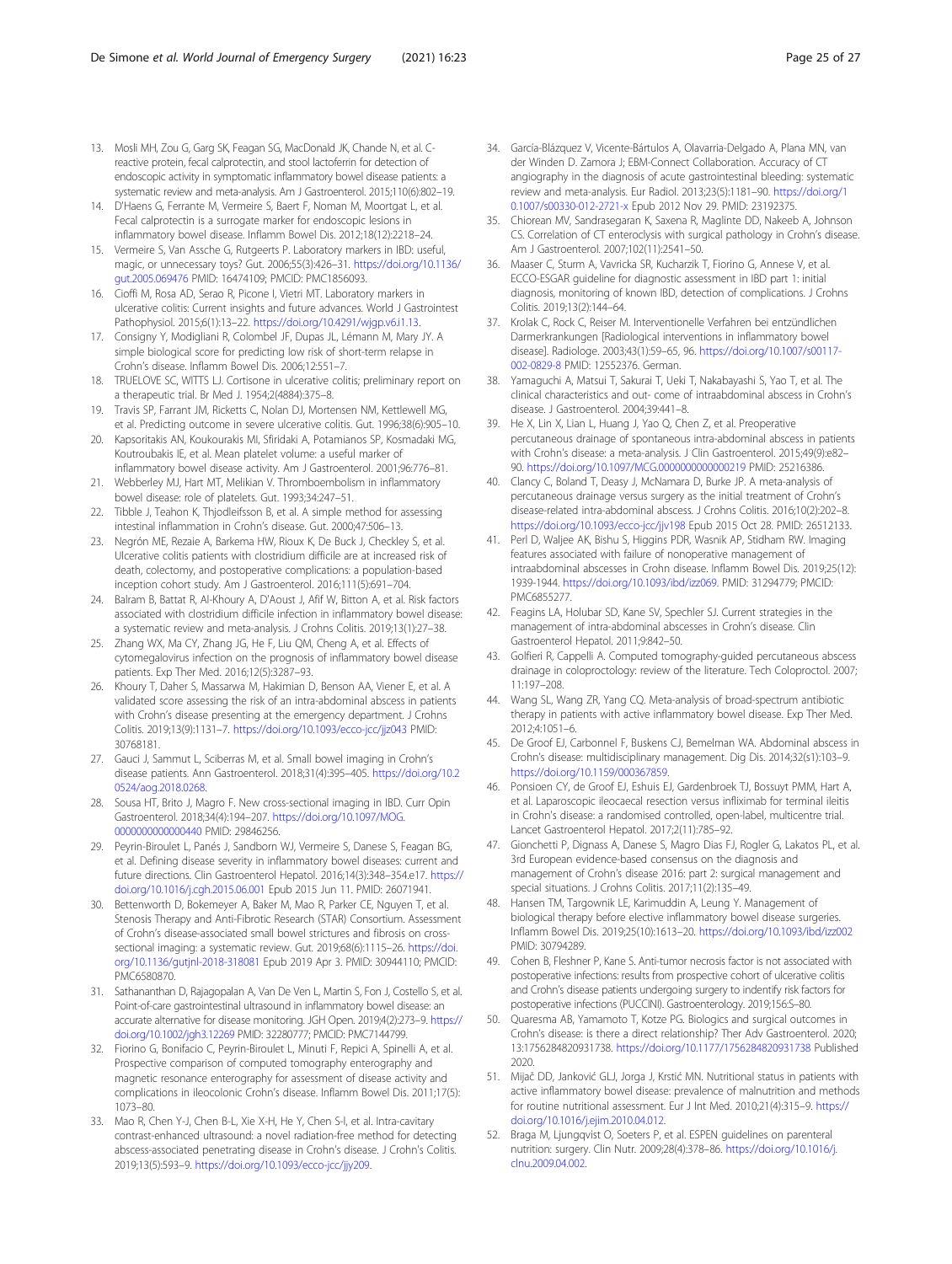13. Mosli MH, Zou G, Garg SK, Feagan SG, MacDonald JK, Chande N, et al. C-reactive protein, fecal calprotectin, and stool lactoferrin for detection of endoscopic activity in symptomatic inflammatory bowel disease patients: a systematic review and meta-analysis. Am J Gastroenterol. 2015;110(6):802–19.
14. D'Haens G, Ferrante M, Vermeire S, Baert F, Noman M, Moortgat L, et al. Fecal calprotectin is a surrogate marker for endoscopic lesions in inflammatory bowel disease. Inflamm Bowel Dis. 2012;18(12):2218–24.
15. Vermeire S, Van Assche G, Rutgeerts P. Laboratory markers in IBD: useful, magic, or unnecessary toys? Gut. 2006;55(3):426–31. https://doi.org/10.1136/gut.2005.069476 PMID: 16474109; PMCID: PMC1856093.
16. Cioffi M, Rosa AD, Serao R, Picone I, Vietri MT. Laboratory markers in ulcerative colitis: Current insights and future advances. World J Gastrointest Pathophysiol. 2015;6(1):13–22. https://doi.org/10.4291/wjgp.v6.i1.13.
17. Consigny Y, Modigliani R, Colombel JF, Dupas JL, Lémann M, Mary JY. A simple biological score for predicting low risk of short-term relapse in Crohn's disease. Inflamm Bowel Dis. 2006;12:551–7.
18. TRUELOVE SC, WITTS LJ. Cortisone in ulcerative colitis; preliminary report on a therapeutic trial. Br Med J. 1954;2(4884):375–8.
19. Travis SP, Farrant JM, Ricketts C, Nolan DJ, Mortensen NM, Kettlewell MG, et al. Predicting outcome in severe ulcerative colitis. Gut. 1996;38(6):905–10.
20. Kapsoritakis AN, Koukourakis MI, Sfiridaki A, Potamianos SP, Kosmadaki MG, Koutroubakis IE, et al. Mean platelet volume: a useful marker of inflammatory bowel disease activity. Am J Gastroenterol. 2001;96:776–81.
21. Webberley MJ, Hart MT, Melikian V. Thromboembolism in inflammatory bowel disease: role of platelets. Gut. 1993;34:247–51.
22. Tibble J, Teahon K, Thjodleifsson B, et al. A simple method for assessing intestinal inflammation in Crohn's disease. Gut. 2000;47:506–13.
23. Negrón ME, Rezaie A, Barkema HW, Rioux K, De Buck J, Checkley S, et al. Ulcerative colitis patients with clostridium difficile are at increased risk of death, colectomy, and postoperative complications: a population-based inception cohort study. Am J Gastroenterol. 2016;111(5):691–704.
24. Balram B, Battat R, Al-Khoury A, D'Aoust J, Afif W, Bitton A, et al. Risk factors associated with clostridium difficile infection in inflammatory bowel disease: a systematic review and meta-analysis. J Crohns Colitis. 2019;13(1):27–38.
25. Zhang WX, Ma CY, Zhang JG, He F, Liu QM, Cheng A, et al. Effects of cytomegalovirus infection on the prognosis of inflammatory bowel disease patients. Exp Ther Med. 2016;12(5):3287–93.
26. Khoury T, Daher S, Massarwa M, Hakimian D, Benson AA, Viener E, et al. A validated score assessing the risk of an intra-abdominal abscess in patients with Crohn's disease presenting at the emergency department. J Crohns Colitis. 2019;13(9):1131–7. https://doi.org/10.1093/ecco-jcc/jjz043 PMID: 30768181.
27. Gauci J, Sammut L, Sciberras M, et al. Small bowel imaging in Crohn's disease patients. Ann Gastroenterol. 2018;31(4):395–405. https://doi.org/10.20524/aog.2018.0268.
28. Sousa HT, Brito J, Magro F. New cross-sectional imaging in IBD. Curr Opin Gastroenterol. 2018;34(4):194–207. https://doi.org/10.1097/MOG.0000000000000440 PMID: 29846256.
29. Peyrin-Biroulet L, Panés J, Sandborn WJ, Vermeire S, Danese S, Feagan BG, et al. Defining disease severity in inflammatory bowel diseases: current and future directions. Clin Gastroenterol Hepatol. 2016;14(3):348–354.e17. https://doi.org/10.1016/j.cgh.2015.06.001 Epub 2015 Jun 11. PMID: 26071941.
30. Bettenworth D, Bokemeyer A, Baker M, Mao R, Parker CE, Nguyen T, et al. Stenosis Therapy and Anti-Fibrotic Research (STAR) Consortium. Assessment of Crohn's disease-associated small bowel strictures and fibrosis on cross-sectional imaging: a systematic review. Gut. 2019;68(6):1115–26. https://doi.org/10.1136/gutjnl-2018-318081 Epub 2019 Apr 3. PMID: 30944110; PMCID: PMC6580870.
31. Sathananthan D, Rajagopalan A, Van De Ven L, Martin S, Fon J, Costello S, et al. Point-of-care gastrointestinal ultrasound in inflammatory bowel disease: an accurate alternative for disease monitoring. JGH Open. 2019;4(2):273–9. https://doi.org/10.1002/jgh3.12269 PMID: 32280777; PMCID: PMC7144799.
32. Fiorino G, Bonifacio C, Peyrin-Biroulet L, Minuti F, Repici A, Spinelli A, et al. Prospective comparison of computed tomography enterography and magnetic resonance enterography for assessment of disease activity and complications in ileocolonic Crohn's disease. Inflamm Bowel Dis. 2011;17(5):1073–80.
33. Mao R, Chen Y-J, Chen B-L, Xie X-H, He Y, Chen S-l, et al. Intra-cavitary contrast-enhanced ultrasound: a novel radiation-free method for detecting abscess-associated penetrating disease in Crohn's disease. J Crohn's Colitis. 2019;13(5):593–9. https://doi.org/10.1093/ecco-jcc/jjy209.
34. García-Blázquez V, Vicente-Bártulos A, Olavarria-Delgado A, Plana MN, van der Winden D. Zamora J; EBM-Connect Collaboration. Accuracy of CT angiography in the diagnosis of acute gastrointestinal bleeding: systematic review and meta-analysis. Eur Radiol. 2013;23(5):1181–90. https://doi.org/10.1007/s00330-012-2721-x Epub 2012 Nov 29. PMID: 23192375.
35. Chiorean MV, Sandrasegaran K, Saxena R, Maglinte DD, Nakeeb A, Johnson CS. Correlation of CT enteroclysis with surgical pathology in Crohn's disease. Am J Gastroenterol. 2007;102(11):2541–50.
36. Maaser C, Sturm A, Vavricka SR, Kucharzik T, Fiorino G, Annese V, et al. ECCO-ESGAR guideline for diagnostic assessment in IBD part 1: initial diagnosis, monitoring of known IBD, detection of complications. J Crohns Colitis. 2019;13(2):144–64.
37. Krolak C, Rock C, Reiser M. Interventionelle Verfahren bei entzündlichen Darmerkrankungen [Radiological interventions in inflammatory bowel disease]. Radiologe. 2003;43(1):59–65, 96. https://doi.org/10.1007/s00117-002-0829-8 PMID: 12552376. German.
38. Yamaguchi A, Matsui T, Sakurai T, Ueki T, Nakabayashi S, Yao T, et al. The clinical characteristics and out- come of intraabdominal abscess in Crohn's disease. J Gastroenterol. 2004;39:441–8.
39. He X, Lin X, Lian L, Huang J, Yao Q, Chen Z, et al. Preoperative percutaneous drainage of spontaneous intra-abdominal abscess in patients with Crohn's disease: a meta-analysis. J Clin Gastroenterol. 2015;49(9):e82–90. https://doi.org/10.1097/MCG.0000000000000219 PMID: 25216386.
40. Clancy C, Boland T, Deasy J, McNamara D, Burke JP. A meta-analysis of percutaneous drainage versus surgery as the initial treatment of Crohn's disease-related intra-abdominal abscess. J Crohns Colitis. 2016;10(2):202–8. https://doi.org/10.1093/ecco-jcc/jjv198 Epub 2015 Oct 28. PMID: 26512133.
41. Perl D, Waljee AK, Bishu S, Higgins PDR, Wasnik AP, Stidham RW. Imaging features associated with failure of nonoperative management of intraabdominal abscesses in Crohn disease. Inflamm Bowel Dis. 2019;25(12):1939-1944. https://doi.org/10.1093/ibd/izz069. PMID: 31294779; PMCID: PMC6855277.
42. Feagins LA, Holubar SD, Kane SV, Spechler SJ. Current strategies in the management of intra-abdominal abscesses in Crohn's disease. Clin Gastroenterol Hepatol. 2011;9:842–50.
43. Golfieri R, Cappelli A. Computed tomography-guided percutaneous abscess drainage in coloproctology: review of the literature. Tech Coloproctol. 2007;11:197–208.
44. Wang SL, Wang ZR, Yang CQ. Meta-analysis of broad-spectrum antibiotic therapy in patients with active inflammatory bowel disease. Exp Ther Med. 2012;4:1051–6.
45. De Groof EJ, Carbonnel F, Buskens CJ, Bemelman WA. Abdominal abscess in Crohn's disease: multidisciplinary management. Dig Dis. 2014;32(s1):103–9. https://doi.org/10.1159/000367859.
46. Ponsioen CY, de Groof EJ, Eshuis EJ, Gardenbroek TJ, Bossuyt PMM, Hart A, et al. Laparoscopic ileocaecal resection versus infliximab for terminal ileitis in Crohn's disease: a randomised controlled, open-label, multicentre trial. Lancet Gastroenterol Hepatol. 2017;2(11):785–92.
47. Gionchetti P, Dignass A, Danese S, Magro Dias FJ, Rogler G, Lakatos PL, et al. 3rd European evidence-based consensus on the diagnosis and management of Crohn's disease 2016: part 2: surgical management and special situations. J Crohns Colitis. 2017;11(2):135–49.
48. Hansen TM, Targownik LE, Karimuddin A, Leung Y. Management of biological therapy before elective inflammatory bowel disease surgeries. Inflamm Bowel Dis. 2019;25(10):1613–20. https://doi.org/10.1093/ibd/izz002 PMID: 30794289.
49. Cohen B, Fleshner P, Kane S. Anti-tumor necrosis factor is not associated with postoperative infections: results from prospective cohort of ulcerative colitis and Crohn's disease patients undergoing surgery to indentify risk factors for postoperative infections (PUCCINI). Gastroenterology. 2019;156:S–80.
50. Quaresma AB, Yamamoto T, Kotze PG. Biologics and surgical outcomes in Crohn's disease: is there a direct relationship? Ther Adv Gastroenterol. 2020;13:1756284820931738. https://doi.org/10.1177/1756284820931738 Published 2020.
51. Mijač DD, Janković GLJ, Jorga J, Krstić MN. Nutritional status in patients with active inflammatory bowel disease: prevalence of malnutrition and methods for routine nutritional assessment. Eur J Int Med. 2010;21(4):315–9. https://doi.org/10.1016/j.ejim.2010.04.012.
52. Braga M, Ljungqvist O, Soeters P, et al. ESPEN guidelines on parenteral nutrition: surgery. Clin Nutr. 2009;28(4):378–86. https://doi.org/10.1016/j.clnu.2009.04.002.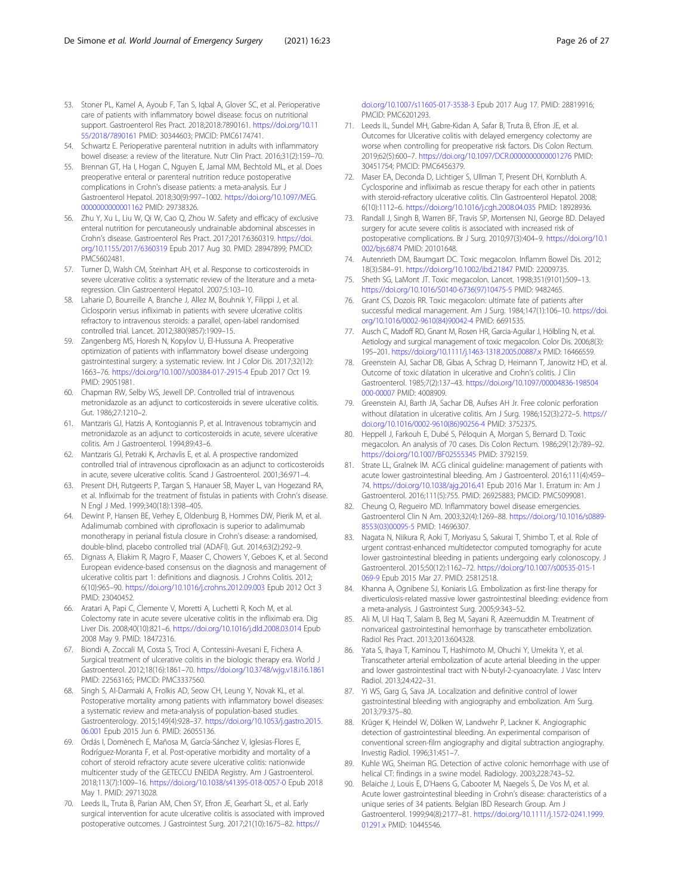53. Stoner PL, Kamel A, Ayoub F, Tan S, Iqbal A, Glover SC, et al. Perioperative care of patients with inflammatory bowel disease: focus on nutritional support. Gastroenterol Res Pract. 2018;2018:7890161. https://doi.org/10.1155/2018/7890161 PMID: 30344603; PMCID: PMC6174741.
54. Schwartz E. Perioperative parenteral nutrition in adults with inflammatory bowel disease: a review of the literature. Nutr Clin Pract. 2016;31(2):159–70.
55. Brennan GT, Ha I, Hogan C, Nguyen E, Jamal MM, Bechtold ML, et al. Does preoperative enteral or parenteral nutrition reduce postoperative complications in Crohn's disease patients: a meta-analysis. Eur J Gastroenterol Hepatol. 2018;30(9):997–1002. https://doi.org/10.1097/MEG.0000000000001162 PMID: 29738326.
56. Zhu Y, Xu L, Liu W, Qi W, Cao Q, Zhou W. Safety and efficacy of exclusive enteral nutrition for percutaneously undrainable abdominal abscesses in Crohn's disease. Gastroenterol Res Pract. 2017;2017:6360319. https://doi.org/10.1155/2017/6360319 Epub 2017 Aug 30. PMID: 28947899; PMCID: PMC5602481.
57. Turner D, Walsh CM, Steinhart AH, et al. Response to corticosteroids in severe ulcerative colitis: a systematic review of the literature and a meta-regression. Clin Gastroenterol Hepatol. 2007;5:103–10.
58. Laharie D, Bourreille A, Branche J, Allez M, Bouhnik Y, Filippi J, et al. Ciclosporin versus infliximab in patients with severe ulcerative colitis refractory to intravenous steroids: a parallel, open-label randomised controlled trial. Lancet. 2012;380(9857):1909–15.
59. Zangenberg MS, Horesh N, Kopylov U, El-Hussuna A. Preoperative optimization of patients with inflammatory bowel disease undergoing gastrointestinal surgery: a systematic review. Int J Color Dis. 2017;32(12):1663–76. https://doi.org/10.1007/s00384-017-2915-4 Epub 2017 Oct 19. PMID: 29051981.
60. Chapman RW, Selby WS, Jewell DP. Controlled trial of intravenous metronidazole as an adjunct to corticosteroids in severe ulcerative colitis. Gut. 1986;27:1210–2.
61. Mantzaris GJ, Hatzis A, Kontogiannis P, et al. Intravenous tobramycin and metronidazole as an adjunct to corticosteroids in acute, severe ulcerative colitis. Am J Gastroenterol. 1994;89:43–6.
62. Mantzaris GJ, Petraki K, Archavlis E, et al. A prospective randomized controlled trial of intravenous ciprofloxacin as an adjunct to corticosteroids in acute, severe ulcerative colitis. Scand J Gastroenterol. 2001;36:971–4.
63. Present DH, Rutgeerts P, Targan S, Hanauer SB, Mayer L, van Hogezand RA, et al. Infliximab for the treatment of fistulas in patients with Crohn's disease. N Engl J Med. 1999;340(18):1398–405.
64. Dewint P, Hansen BE, Verhey E, Oldenburg B, Hommes DW, Pierik M, et al. Adalimumab combined with ciprofloxacin is superior to adalimumab monotherapy in perianal fistula closure in Crohn's disease: a randomised, double-blind, placebo controlled trial (ADAFI). Gut. 2014;63(2):292–9.
65. Dignass A, Eliakim R, Magro F, Maaser C, Chowers Y, Geboes K, et al. Second European evidence-based consensus on the diagnosis and management of ulcerative colitis part 1: definitions and diagnosis. J Crohns Colitis. 2012;6(10):965–90. https://doi.org/10.1016/j.crohns.2012.09.003 Epub 2012 Oct 3 PMID: 23040452.
66. Aratari A, Papi C, Clemente V, Moretti A, Luchetti R, Koch M, et al. Colectomy rate in acute severe ulcerative colitis in the infliximab era. Dig Liver Dis. 2008;40(10):821–6. https://doi.org/10.1016/j.dld.2008.03.014 Epub 2008 May 9. PMID: 18472316.
67. Biondi A, Zoccali M, Costa S, Troci A, Contessini-Avesani E, Fichera A. Surgical treatment of ulcerative colitis in the biologic therapy era. World J Gastroenterol. 2012;18(16):1861–70. https://doi.org/10.3748/wjg.v18.i16.1861 PMID: 22563165; PMCID: PMC3337560.
68. Singh S, Al-Darmaki A, Frolkis AD, Seow CH, Leung Y, Novak KL, et al. Postoperative mortality among patients with inflammatory bowel diseases: a systematic review and meta-analysis of population-based studies. Gastroenterology. 2015;149(4):928–37. https://doi.org/10.1053/j.gastro.2015.06.001 Epub 2015 Jun 6. PMID: 26055136.
69. Ordás I, Domènech E, Mañosa M, García-Sánchez V, Iglesias-Flores E, Rodríguez-Moranta F, et al. Post-operative morbidity and mortality of a cohort of steroid refractory acute severe ulcerative colitis: nationwide multicenter study of the GETECCU ENEIDA Registry. Am J Gastroenterol. 2018;113(7):1009–16. https://doi.org/10.1038/s41395-018-0057-0 Epub 2018 May 1. PMID: 29713028.
70. Leeds IL, Truta B, Parian AM, Chen SY, Efron JE, Gearhart SL, et al. Early surgical intervention for acute ulcerative colitis is associated with improved postoperative outcomes. J Gastrointest Surg. 2017;21(10):1675–82. https://doi.org/10.1007/s11605-017-3538-3 Epub 2017 Aug 17. PMID: 28819916; PMCID: PMC6201293.
71. Leeds IL, Sundel MH, Gabre-Kidan A, Safar B, Truta B, Efron JE, et al. Outcomes for Ulcerative colitis with delayed emergency colectomy are worse when controlling for preoperative risk factors. Dis Colon Rectum. 2019;62(5):600–7. https://doi.org/10.1097/DCR.0000000000001276 PMID: 30451754; PMCID: PMC6456379.
72. Maser EA, Deconda D, Lichtiger S, Ullman T, Present DH, Kornbluth A. Cyclosporine and infliximab as rescue therapy for each other in patients with steroid-refractory ulcerative colitis. Clin Gastroenterol Hepatol. 2008;6(10):1112–6. https://doi.org/10.1016/j.cgh.2008.04.035 PMID: 18928936.
73. Randall J, Singh B, Warren BF, Travis SP, Mortensen NJ, George BD. Delayed surgery for acute severe colitis is associated with increased risk of postoperative complications. Br J Surg. 2010;97(3):404–9. https://doi.org/10.1002/bjs.6874 PMID: 20101648.
74. Autenrieth DM, Baumgart DC. Toxic megacolon. Inflamm Bowel Dis. 2012;18(3):584–91. https://doi.org/10.1002/ibd.21847 PMID: 22009735.
75. Sheth SG, LaMont JT. Toxic megacolon. Lancet. 1998;351(9101):509–13. https://doi.org/10.1016/S0140-6736(97)10475-5 PMID: 9482465.
76. Grant CS, Dozois RR. Toxic megacolon: ultimate fate of patients after successful medical management. Am J Surg. 1984;147(1):106–10. https://doi.org/10.1016/0002-9610(84)90042-4 PMID: 6691535.
77. Ausch C, Madoff RD, Gnant M, Rosen HR, Garcia-Aguilar J, Hölbling N, et al. Aetiology and surgical management of toxic megacolon. Color Dis. 2006;8(3):195–201. https://doi.org/10.1111/j.1463-1318.2005.00887.x PMID: 16466559.
78. Greenstein AJ, Sachar DB, Gibas A, Schrag D, Heimann T, Janowitz HD, et al. Outcome of toxic dilatation in ulcerative and Crohn's colitis. J Clin Gastroenterol. 1985;7(2):137–43. https://doi.org/10.1097/00004836-198504000-00007 PMID: 4008909.
79. Greenstein AJ, Barth JA, Sachar DB, Aufses AH Jr. Free colonic perforation without dilatation in ulcerative colitis. Am J Surg. 1986;152(3):272–5. https://doi.org/10.1016/0002-9610(86)90256-4 PMID: 3752375.
80. Heppell J, Farkouh E, Dubé S, Péloquin A, Morgan S, Bernard D. Toxic megacolon. An analysis of 70 cases. Dis Colon Rectum. 1986;29(12):789–92. https://doi.org/10.1007/BF02555345 PMID: 3792159.
81. Strate LL, Gralnek IM. ACG clinical guideline: management of patients with acute lower gastrointestinal bleeding. Am J Gastroenterol. 2016;111(4):459–74. https://doi.org/10.1038/ajg.2016.41 Epub 2016 Mar 1. Erratum in: Am J Gastroenterol. 2016;111(5):755. PMID: 26925883; PMCID: PMC5099081.
82. Cheung O, Regueiro MD. Inflammatory bowel disease emergencies. Gastroenterol Clin N Am. 2003;32(4):1269–88. https://doi.org/10.1016/s0889-8553(03)00095-5 PMID: 14696307.
83. Nagata N, Niikura R, Aoki T, Moriyasu S, Sakurai T, Shimbo T, et al. Role of urgent contrast-enhanced multidetector computed tomography for acute lower gastrointestinal bleeding in patients undergoing early colonoscopy. J Gastroenterol. 2015;50(12):1162–72. https://doi.org/10.1007/s00535-015-1069-9 Epub 2015 Mar 27. PMID: 25812518.
84. Khanna A, Ognibene SJ, Koniaris LG. Embolization as first-line therapy for diverticulosis-related massive lower gastrointestinal bleeding: evidence from a meta-analysis. J Gastrointest Surg. 2005;9:343–52.
85. Ali M, Ul Haq T, Salam B, Beg M, Sayani R, Azeemuddin M. Treatment of nonvariceal gastrointestinal hemorrhage by transcatheter embolization. Radiol Res Pract. 2013;2013:604328.
86. Yata S, Ihaya T, Kaminou T, Hashimoto M, Ohuchi Y, Umekita Y, et al. Transcatheter arterial embolization of acute arterial bleeding in the upper and lower gastrointestinal tract with N-butyl-2-cyanoacrylate. J Vasc Interv Radiol. 2013;24:422–31.
87. Yi WS, Garg G, Sava JA. Localization and definitive control of lower gastrointestinal bleeding with angiography and embolization. Am Surg. 2013;79:375–80.
88. Krüger K, Heindel W, Dölken W, Landwehr P, Lackner K. Angiographic detection of gastrointestinal bleeding. An experimental comparison of conventional screen-film angiography and digital subtraction angiography. Investig Radiol. 1996;31:451–7.
89. Kuhle WG, Sheiman RG. Detection of active colonic hemorrhage with use of helical CT: findings in a swine model. Radiology. 2003;228:743–52.
90. Belaiche J, Louis E, D'Haens G, Cabooter M, Naegels S, De Vos M, et al. Acute lower gastrointestinal bleeding in Crohn's disease: characteristics of a unique series of 34 patients. Belgian IBD Research Group. Am J Gastroenterol. 1999;94(8):2177–81. https://doi.org/10.1111/j.1572-0241.1999.01291.x PMID: 10445546.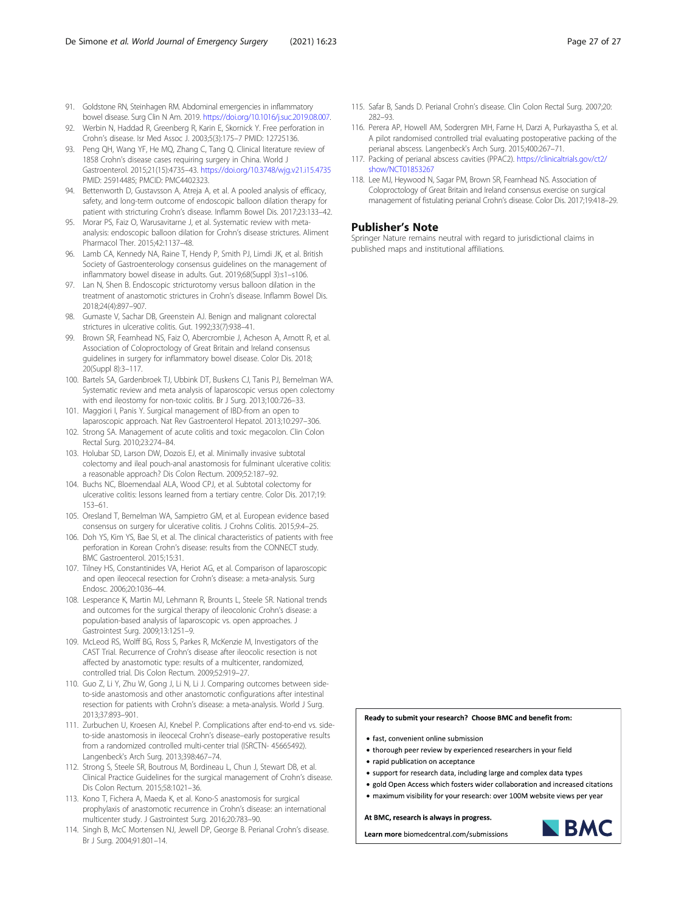91. Goldstone RN, Steinhagen RM. Abdominal emergencies in inflammatory bowel disease. Surg Clin N Am. 2019. https://doi.org/10.1016/j.suc.2019.08.007.
92. Werbin N, Haddad R, Greenberg R, Karin E, Skornick Y. Free perforation in Crohn's disease. Isr Med Assoc J. 2003;5(3):175–7 PMID: 12725136.
93. Peng QH, Wang YF, He MQ, Zhang C, Tang Q. Clinical literature review of 1858 Crohn's disease cases requiring surgery in China. World J Gastroenterol. 2015;21(15):4735–43. https://doi.org/10.3748/wjg.v21.i15.4735 PMID: 25914485; PMCID: PMC4402323.
94. Bettenworth D, Gustavsson A, Atreja A, et al. A pooled analysis of efficacy, safety, and long-term outcome of endoscopic balloon dilation therapy for patient with stricturing Crohn's disease. Inflamm Bowel Dis. 2017;23:133–42.
95. Morar PS, Faiz O, Warusavitarne J, et al. Systematic review with meta-analysis: endoscopic balloon dilation for Crohn's disease strictures. Aliment Pharmacol Ther. 2015;42:1137–48.
96. Lamb CA, Kennedy NA, Raine T, Hendy P, Smith PJ, Limdi JK, et al. British Society of Gastroenterology consensus guidelines on the management of inflammatory bowel disease in adults. Gut. 2019;68(Suppl 3):s1–s106.
97. Lan N, Shen B. Endoscopic stricturotomy versus balloon dilation in the treatment of anastomotic strictures in Crohn's disease. Inflamm Bowel Dis. 2018;24(4):897–907.
98. Gumaste V, Sachar DB, Greenstein AJ. Benign and malignant colorectal strictures in ulcerative colitis. Gut. 1992;33(7):938–41.
99. Brown SR, Fearnhead NS, Faiz O, Abercrombie J, Acheson A, Arnott R, et al. Association of Coloproctology of Great Britain and Ireland consensus guidelines in surgery for inflammatory bowel disease. Color Dis. 2018; 20(Suppl 8):3–117.
100. Bartels SA, Gardenbroek TJ, Ubbink DT, Buskens CJ, Tanis PJ, Bemelman WA. Systematic review and meta analysis of laparoscopic versus open colectomy with end ileostomy for non-toxic colitis. Br J Surg. 2013;100:726–33.
101. Maggiori I, Panis Y. Surgical management of IBD-from an open to laparoscopic approach. Nat Rev Gastroenterol Hepatol. 2013;10:297–306.
102. Strong SA. Management of acute colitis and toxic megacolon. Clin Colon Rectal Surg. 2010;23:274–84.
103. Holubar SD, Larson DW, Dozois EJ, et al. Minimally invasive subtotal colectomy and ileal pouch-anal anastomosis for fulminant ulcerative colitis: a reasonable approach? Dis Colon Rectum. 2009;52:187–92.
104. Buchs NC, Bloemendaal ALA, Wood CPJ, et al. Subtotal colectomy for ulcerative colitis: lessons learned from a tertiary centre. Color Dis. 2017;19: 153–61.
105. Oresland T, Bemelman WA, Sampietro GM, et al. European evidence based consensus on surgery for ulcerative colitis. J Crohns Colitis. 2015;9:4–25.
106. Doh YS, Kim YS, Bae SI, et al. The clinical characteristics of patients with free perforation in Korean Crohn's disease: results from the CONNECT study. BMC Gastroenterol. 2015;15:31.
107. Tilney HS, Constantinides VA, Heriot AG, et al. Comparison of laparoscopic and open ileocecal resection for Crohn's disease: a meta-analysis. Surg Endosc. 2006;20:1036–44.
108. Lesperance K, Martin MJ, Lehmann R, Brounts L, Steele SR. National trends and outcomes for the surgical therapy of ileocolonic Crohn's disease: a population-based analysis of laparoscopic vs. open approaches. J Gastrointest Surg. 2009;13:1251–9.
109. McLeod RS, Wolff BG, Ross S, Parkes R, McKenzie M, Investigators of the CAST Trial. Recurrence of Crohn's disease after ileocolic resection is not affected by anastomotic type: results of a multicenter, randomized, controlled trial. Dis Colon Rectum. 2009;52:919–27.
110. Guo Z, Li Y, Zhu W, Gong J, Li N, Li J. Comparing outcomes between side-to-side anastomosis and other anastomotic configurations after intestinal resection for patients with Crohn's disease: a meta-analysis. World J Surg. 2013;37:893–901.
111. Zurbuchen U, Kroesen AJ, Knebel P. Complications after end-to-end vs. side-to-side anastomosis in ileocecal Crohn's disease–early postoperative results from a randomized controlled multi-center trial (ISRCTN- 45665492). Langenbeck's Arch Surg. 2013;398:467–74.
112. Strong S, Steele SR, Boutrous M, Bordineau L, Chun J, Stewart DB, et al. Clinical Practice Guidelines for the surgical management of Crohn's disease. Dis Colon Rectum. 2015;58:1021–36.
113. Kono T, Fichera A, Maeda K, et al. Kono-S anastomosis for surgical prophylaxis of anastomotic recurrence in Crohn's disease: an international multicenter study. J Gastrointest Surg. 2016;20:783–90.
114. Singh B, McC Mortensen NJ, Jewell DP, George B. Perianal Crohn's disease. Br J Surg. 2004;91:801–14.
115. Safar B, Sands D. Perianal Crohn's disease. Clin Colon Rectal Surg. 2007;20: 282–93.
116. Perera AP, Howell AM, Sodergren MH, Farne H, Darzi A, Purkayastha S, et al. A pilot randomised controlled trial evaluating postoperative packing of the perianal abscess. Langenbeck's Arch Surg. 2015;400:267–71.
117. Packing of perianal abscess cavities (PPAC2). https://clinicaltrials.gov/ct2/show/NCT01853267
118. Lee MJ, Heywood N, Sagar PM, Brown SR, Fearnhead NS. Association of Coloproctology of Great Britain and Ireland consensus exercise on surgical management of fistulating perianal Crohn's disease. Color Dis. 2017;19:418–29.

## Publisher's Note

Springer Nature remains neutral with regard to jurisdictional claims in published maps and institutional affiliations.

**Ready to submit your research? Choose BMC and benefit from:**

- fast, convenient online submission
- thorough peer review by experienced researchers in your field
- rapid publication on acceptance
- support for research data, including large and complex data types
- gold Open Access which fosters wider collaboration and increased citations
- maximum visibility for your research: over 100M website views per year

**At BMC, research is always in progress.**

**Learn more** biomedcentral.com/submissions

BMC